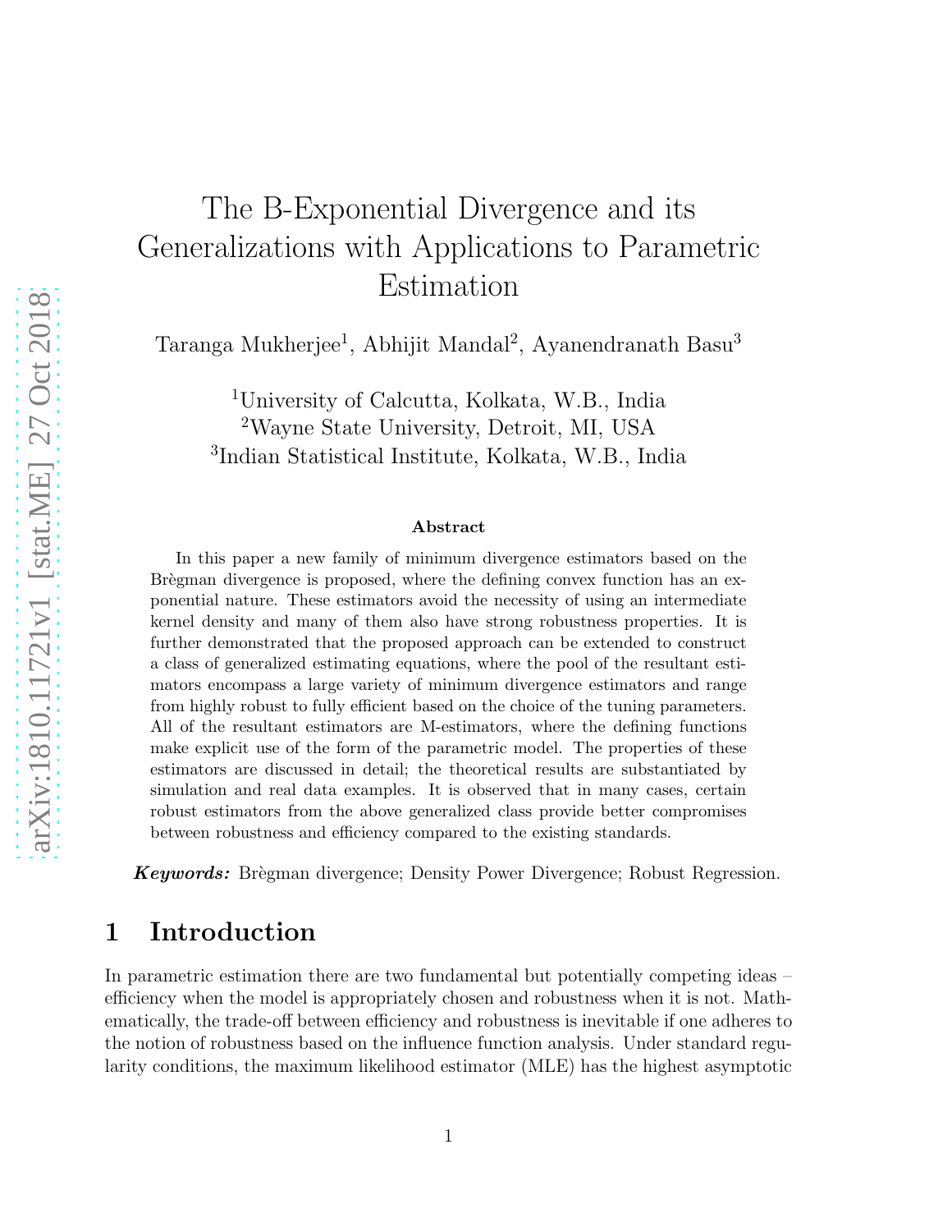# The B-Exponential Divergence and its Generalizations with Applications to Parametric Estimation

Taranga Mukherjee[1], Abhijit Mandal[2], Ayanendranath Basu[3]

[1]University of Calcutta, Kolkata, W.B., India
[2]Wayne State University, Detroit, MI, USA
[3]Indian Statistical Institute, Kolkata, W.B., India

### Abstract

In this paper a new family of minimum divergence estimators based on the Brègman divergence is proposed, where the defining convex function has an exponential nature. These estimators avoid the necessity of using an intermediate kernel density and many of them also have strong robustness properties. It is further demonstrated that the proposed approach can be extended to construct a class of generalized estimating equations, where the pool of the resultant estimators encompass a large variety of minimum divergence estimators and range from highly robust to fully efficient based on the choice of the tuning parameters. All of the resultant estimators are M-estimators, where the defining functions make explicit use of the form of the parametric model. The properties of these estimators are discussed in detail; the theoretical results are substantiated by simulation and real data examples. It is observed that in many cases, certain robust estimators from the above generalized class provide better compromises between robustness and efficiency compared to the existing standards.

***Keywords:*** Brègman divergence; Density Power Divergence; Robust Regression.

## 1 Introduction

In parametric estimation there are two fundamental but potentially competing ideas – efficiency when the model is appropriately chosen and robustness when it is not. Mathematically, the trade-off between efficiency and robustness is inevitable if one adheres to the notion of robustness based on the influence function analysis. Under standard regularity conditions, the maximum likelihood estimator (MLE) has the highest asymptotic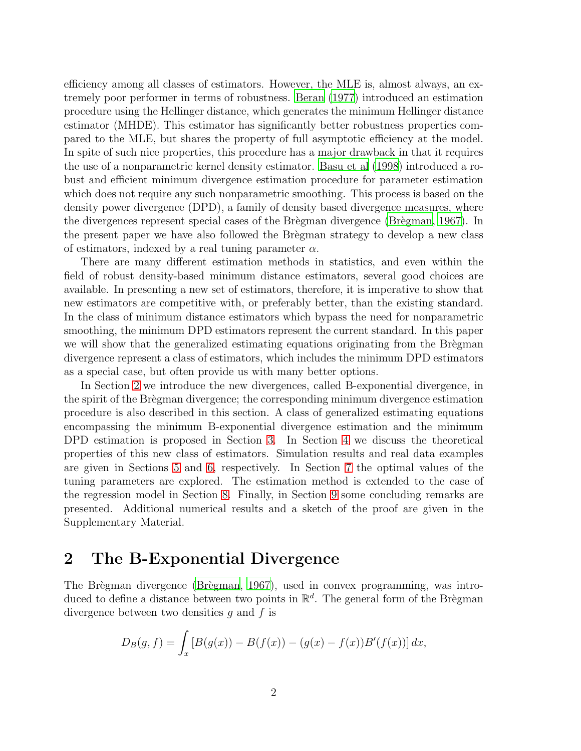efficiency among all classes of estimators. However, the MLE is, almost always, an extremely poor performer in terms of robustness. Beran (1977) introduced an estimation procedure using the Hellinger distance, which generates the minimum Hellinger distance estimator (MHDE). This estimator has significantly better robustness properties compared to the MLE, but shares the property of full asymptotic efficiency at the model. In spite of such nice properties, this procedure has a major drawback in that it requires the use of a nonparametric kernel density estimator. Basu et al (1998) introduced a robust and efficient minimum divergence estimation procedure for parameter estimation which does not require any such nonparametric smoothing. This process is based on the density power divergence (DPD), a family of density based divergence measures, where the divergences represent special cases of the Brègman divergence (Brègman, 1967). In the present paper we have also followed the Brègman strategy to develop a new class of estimators, indexed by a real tuning parameter $\alpha$.

There are many different estimation methods in statistics, and even within the field of robust density-based minimum distance estimators, several good choices are available. In presenting a new set of estimators, therefore, it is imperative to show that new estimators are competitive with, or preferably better, than the existing standard. In the class of minimum distance estimators which bypass the need for nonparametric smoothing, the minimum DPD estimators represent the current standard. In this paper we will show that the generalized estimating equations originating from the Brègman divergence represent a class of estimators, which includes the minimum DPD estimators as a special case, but often provide us with many better options.

In Section 2 we introduce the new divergences, called B-exponential divergence, in the spirit of the Brègman divergence; the corresponding minimum divergence estimation procedure is also described in this section. A class of generalized estimating equations encompassing the minimum B-exponential divergence estimation and the minimum DPD estimation is proposed in Section 3. In Section 4 we discuss the theoretical properties of this new class of estimators. Simulation results and real data examples are given in Sections 5 and 6, respectively. In Section 7 the optimal values of the tuning parameters are explored. The estimation method is extended to the case of the regression model in Section 8. Finally, in Section 9 some concluding remarks are presented. Additional numerical results and a sketch of the proof are given in the Supplementary Material.

## 2 The B-Exponential Divergence

The Brègman divergence (Brègman, 1967), used in convex programming, was introduced to define a distance between two points in $\mathbb{R}^d$. The general form of the Brègman divergence between two densities $g$ and $f$ is

$$D_B(g,f) = \int_x \left[B(g(x)) - B(f(x)) - (g(x) - f(x))B'(f(x))\right] dx,$$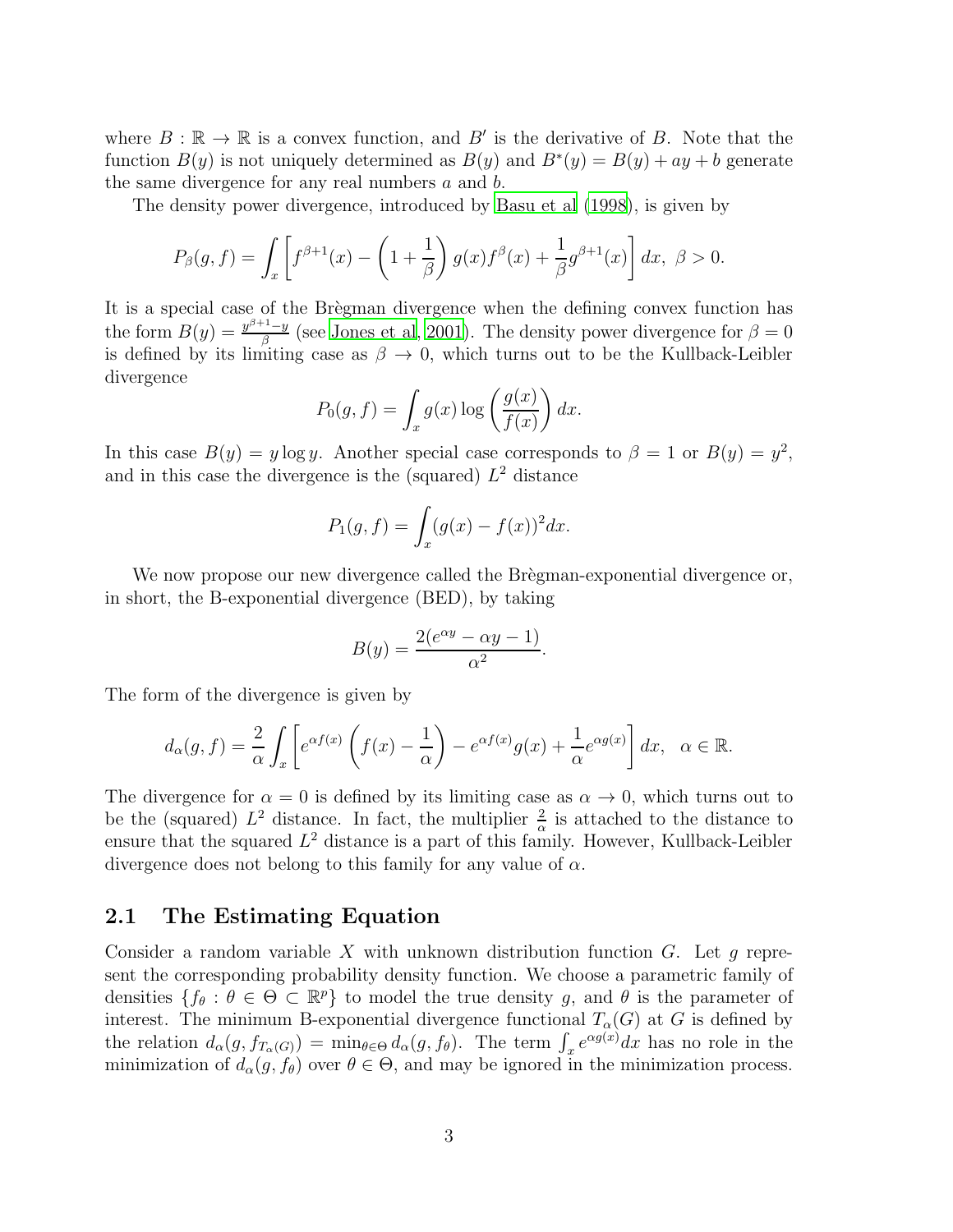where $B : \mathbb{R} \to \mathbb{R}$ is a convex function, and $B'$ is the derivative of $B$. Note that the function $B(y)$ is not uniquely determined as $B(y)$ and $B^*(y) = B(y) + ay + b$ generate the same divergence for any real numbers $a$ and $b$.

The density power divergence, introduced by Basu et al (1998), is given by

$$P_\beta(g, f) = \int_x \left[ f^{\beta+1}(x) - \left(1 + \frac{1}{\beta}\right) g(x) f^\beta(x) + \frac{1}{\beta} g^{\beta+1}(x) \right] dx, \ \beta > 0.$$

It is a special case of the Brègman divergence when the defining convex function has the form $B(y) = \frac{y^{\beta+1} - y}{\beta}$ (see Jones et al, 2001). The density power divergence for $\beta = 0$ is defined by its limiting case as $\beta \to 0$, which turns out to be the Kullback-Leibler divergence

$$P_0(g, f) = \int_x g(x) \log\left(\frac{g(x)}{f(x)}\right) dx.$$

In this case $B(y) = y \log y$. Another special case corresponds to $\beta = 1$ or $B(y) = y^2$, and in this case the divergence is the (squared) $L^2$ distance

$$P_1(g, f) = \int_x (g(x) - f(x))^2 dx.$$

We now propose our new divergence called the Brègman-exponential divergence or, in short, the B-exponential divergence (BED), by taking

$$B(y) = \frac{2(e^{\alpha y} - \alpha y - 1)}{\alpha^2}.$$

The form of the divergence is given by

$$d_\alpha(g, f) = \frac{2}{\alpha} \int_x \left[ e^{\alpha f(x)} \left( f(x) - \frac{1}{\alpha} \right) - e^{\alpha f(x)} g(x) + \frac{1}{\alpha} e^{\alpha g(x)} \right] dx, \quad \alpha \in \mathbb{R}.$$

The divergence for $\alpha = 0$ is defined by its limiting case as $\alpha \to 0$, which turns out to be the (squared) $L^2$ distance. In fact, the multiplier $\frac{2}{\alpha}$ is attached to the distance to ensure that the squared $L^2$ distance is a part of this family. However, Kullback-Leibler divergence does not belong to this family for any value of $\alpha$.

## 2.1 The Estimating Equation

Consider a random variable $X$ with unknown distribution function $G$. Let $g$ represent the corresponding probability density function. We choose a parametric family of densities $\{f_\theta : \theta \in \Theta \subset \mathbb{R}^p\}$ to model the true density $g$, and $\theta$ is the parameter of interest. The minimum B-exponential divergence functional $T_\alpha(G)$ at $G$ is defined by the relation $d_\alpha(g, f_{T_\alpha(G)}) = \min_{\theta \in \Theta} d_\alpha(g, f_\theta)$. The term $\int_x e^{\alpha g(x)} dx$ has no role in the minimization of $d_\alpha(g, f_\theta)$ over $\theta \in \Theta$, and may be ignored in the minimization process.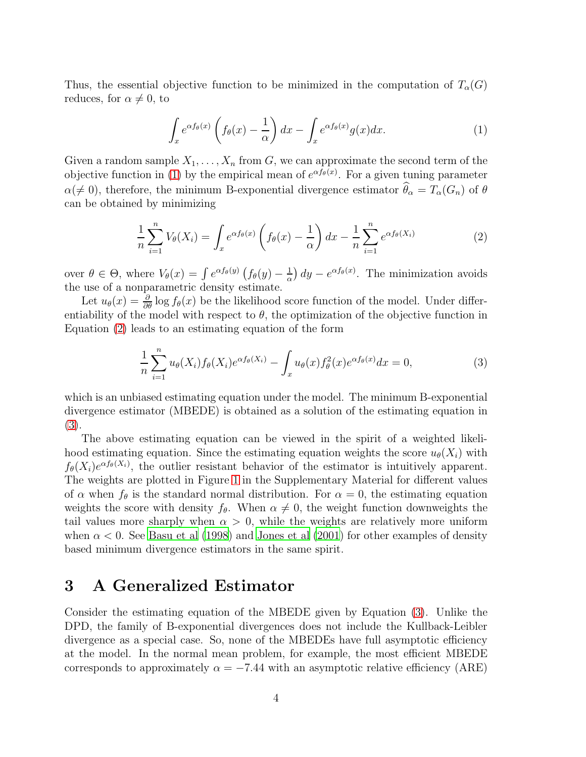Thus, the essential objective function to be minimized in the computation of $T_\alpha(G)$ reduces, for $\alpha \neq 0$, to

$$\int_x e^{\alpha f_\theta(x)} \left( f_\theta(x) - \frac{1}{\alpha} \right) dx - \int_x e^{\alpha f_\theta(x)} g(x) dx. \tag{1}$$

Given a random sample $X_1, \ldots, X_n$ from $G$, we can approximate the second term of the objective function in (1) by the empirical mean of $e^{\alpha f_\theta(x)}$. For a given tuning parameter $\alpha (\neq 0)$, therefore, the minimum B-exponential divergence estimator $\widehat{\theta}_\alpha = T_\alpha(G_n)$ of $\theta$ can be obtained by minimizing

$$\frac{1}{n} \sum_{i=1}^{n} V_\theta(X_i) = \int_x e^{\alpha f_\theta(x)} \left( f_\theta(x) - \frac{1}{\alpha} \right) dx - \frac{1}{n} \sum_{i=1}^{n} e^{\alpha f_\theta(X_i)} \tag{2}$$

over $\theta \in \Theta$, where $V_\theta(x) = \int e^{\alpha f_\theta(y)} \left( f_\theta(y) - \frac{1}{\alpha} \right) dy - e^{\alpha f_\theta(x)}$. The minimization avoids the use of a nonparametric density estimate.

Let $u_\theta(x) = \frac{\partial}{\partial \theta} \log f_\theta(x)$ be the likelihood score function of the model. Under differentiability of the model with respect to $\theta$, the optimization of the objective function in Equation (2) leads to an estimating equation of the form

$$\frac{1}{n} \sum_{i=1}^{n} u_\theta(X_i) f_\theta(X_i) e^{\alpha f_\theta(X_i)} - \int_x u_\theta(x) f_\theta^2(x) e^{\alpha f_\theta(x)} dx = 0, \tag{3}$$

which is an unbiased estimating equation under the model. The minimum B-exponential divergence estimator (MBEDE) is obtained as a solution of the estimating equation in (3).

The above estimating equation can be viewed in the spirit of a weighted likelihood estimating equation. Since the estimating equation weights the score $u_\theta(X_i)$ with $f_\theta(X_i) e^{\alpha f_\theta(X_i)}$, the outlier resistant behavior of the estimator is intuitively apparent. The weights are plotted in Figure 1 in the Supplementary Material for different values of $\alpha$ when $f_\theta$ is the standard normal distribution. For $\alpha = 0$, the estimating equation weights the score with density $f_\theta$. When $\alpha \neq 0$, the weight function downweights the tail values more sharply when $\alpha > 0$, while the weights are relatively more uniform when $\alpha < 0$. See Basu et al (1998) and Jones et al (2001) for other examples of density based minimum divergence estimators in the same spirit.

## 3 A Generalized Estimator

Consider the estimating equation of the MBEDE given by Equation (3). Unlike the DPD, the family of B-exponential divergences does not include the Kullback-Leibler divergence as a special case. So, none of the MBEDEs have full asymptotic efficiency at the model. In the normal mean problem, for example, the most efficient MBEDE corresponds to approximately $\alpha = -7.44$ with an asymptotic relative efficiency (ARE)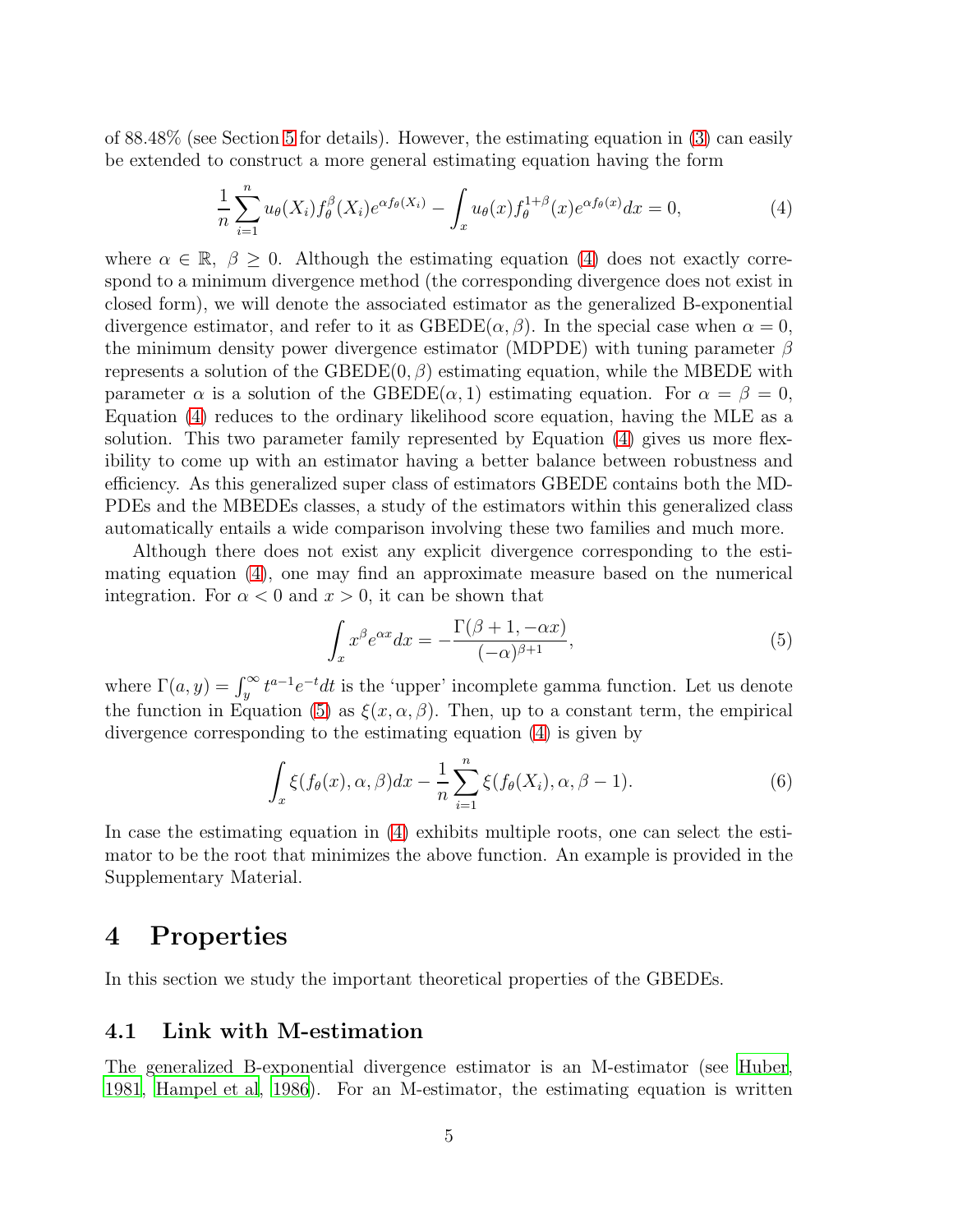of 88.48% (see Section 5 for details). However, the estimating equation in (3) can easily be extended to construct a more general estimating equation having the form

$$\frac{1}{n}\sum_{i=1}^{n} u_\theta(X_i) f_\theta^{\beta}(X_i) e^{\alpha f_\theta(X_i)} - \int_x u_\theta(x) f_\theta^{1+\beta}(x) e^{\alpha f_\theta(x)} dx = 0, \tag{4}$$

where $\alpha \in \mathbb{R}$, $\beta \geq 0$. Although the estimating equation (4) does not exactly correspond to a minimum divergence method (the corresponding divergence does not exist in closed form), we will denote the associated estimator as the generalized B-exponential divergence estimator, and refer to it as GBEDE$(\alpha, \beta)$. In the special case when $\alpha = 0$, the minimum density power divergence estimator (MDPDE) with tuning parameter $\beta$ represents a solution of the GBEDE$(0, \beta)$ estimating equation, while the MBEDE with parameter $\alpha$ is a solution of the GBEDE$(\alpha, 1)$ estimating equation. For $\alpha = \beta = 0$, Equation (4) reduces to the ordinary likelihood score equation, having the MLE as a solution. This two parameter family represented by Equation (4) gives us more flexibility to come up with an estimator having a better balance between robustness and efficiency. As this generalized super class of estimators GBEDE contains both the MDPDEs and the MBEDEs classes, a study of the estimators within this generalized class automatically entails a wide comparison involving these two families and much more.

Although there does not exist any explicit divergence corresponding to the estimating equation (4), one may find an approximate measure based on the numerical integration. For $\alpha < 0$ and $x > 0$, it can be shown that

$$\int_x x^\beta e^{\alpha x} dx = -\frac{\Gamma(\beta + 1, -\alpha x)}{(-\alpha)^{\beta+1}}, \tag{5}$$

where $\Gamma(a, y) = \int_y^\infty t^{a-1} e^{-t} dt$ is the 'upper' incomplete gamma function. Let us denote the function in Equation (5) as $\xi(x, \alpha, \beta)$. Then, up to a constant term, the empirical divergence corresponding to the estimating equation (4) is given by

$$\int_x \xi(f_\theta(x), \alpha, \beta) dx - \frac{1}{n}\sum_{i=1}^{n} \xi(f_\theta(X_i), \alpha, \beta - 1). \tag{6}$$

In case the estimating equation in (4) exhibits multiple roots, one can select the estimator to be the root that minimizes the above function. An example is provided in the Supplementary Material.

# 4 Properties

In this section we study the important theoretical properties of the GBEDEs.

## 4.1 Link with M-estimation

The generalized B-exponential divergence estimator is an M-estimator (see Huber, 1981, Hampel et al, 1986). For an M-estimator, the estimating equation is written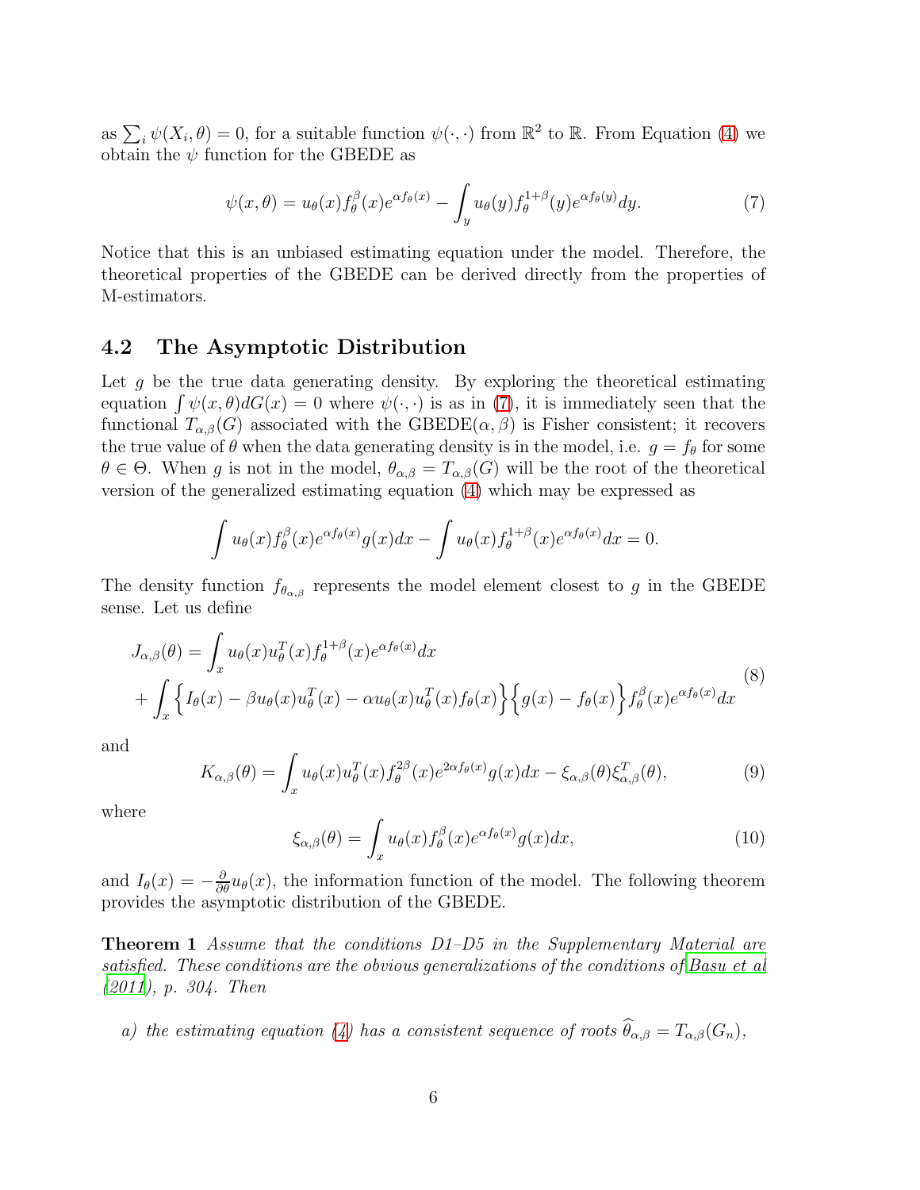as $\sum_i \psi(X_i, \theta) = 0$, for a suitable function $\psi(\cdot, \cdot)$ from $\mathbb{R}^2$ to $\mathbb{R}$. From Equation (4) we obtain the $\psi$ function for the GBEDE as

$$\psi(x, \theta) = u_\theta(x) f_\theta^\beta(x) e^{\alpha f_\theta(x)} - \int_y u_\theta(y) f_\theta^{1+\beta}(y) e^{\alpha f_\theta(y)} dy. \tag{7}$$

Notice that this is an unbiased estimating equation under the model. Therefore, the theoretical properties of the GBEDE can be derived directly from the properties of M-estimators.

## 4.2 The Asymptotic Distribution

Let $g$ be the true data generating density. By exploring the theoretical estimating equation $\int \psi(x, \theta) dG(x) = 0$ where $\psi(\cdot, \cdot)$ is as in (7), it is immediately seen that the functional $T_{\alpha,\beta}(G)$ associated with the GBEDE$(\alpha, \beta)$ is Fisher consistent; it recovers the true value of $\theta$ when the data generating density is in the model, i.e. $g = f_\theta$ for some $\theta \in \Theta$. When $g$ is not in the model, $\theta_{\alpha,\beta} = T_{\alpha,\beta}(G)$ will be the root of the theoretical version of the generalized estimating equation (4) which may be expressed as

$$\int u_\theta(x) f_\theta^\beta(x) e^{\alpha f_\theta(x)} g(x) dx - \int u_\theta(x) f_\theta^{1+\beta}(x) e^{\alpha f_\theta(x)} dx = 0.$$

The density function $f_{\theta_{\alpha,\beta}}$ represents the model element closest to $g$ in the GBEDE sense. Let us define

$$\begin{aligned} J_{\alpha,\beta}(\theta) &= \int_x u_\theta(x) u_\theta^T(x) f_\theta^{1+\beta}(x) e^{\alpha f_\theta(x)} dx \\ &+ \int_x \Big\{ I_\theta(x) - \beta u_\theta(x) u_\theta^T(x) - \alpha u_\theta(x) u_\theta^T(x) f_\theta(x) \Big\} \Big\{ g(x) - f_\theta(x) \Big\} f_\theta^\beta(x) e^{\alpha f_\theta(x)} dx \end{aligned} \tag{8}$$

and

$$K_{\alpha,\beta}(\theta) = \int_x u_\theta(x) u_\theta^T(x) f_\theta^{2\beta}(x) e^{2\alpha f_\theta(x)} g(x) dx - \xi_{\alpha,\beta}(\theta) \xi_{\alpha,\beta}^T(\theta), \tag{9}$$

where

$$\xi_{\alpha,\beta}(\theta) = \int_x u_\theta(x) f_\theta^\beta(x) e^{\alpha f_\theta(x)} g(x) dx, \tag{10}$$

and $I_\theta(x) = -\frac{\partial}{\partial \theta} u_\theta(x)$, the information function of the model. The following theorem provides the asymptotic distribution of the GBEDE.

**Theorem 1** *Assume that the conditions D1–D5 in the Supplementary Material are satisfied. These conditions are the obvious generalizations of the conditions of Basu et al (2011), p. 304. Then*

*a) the estimating equation (4) has a consistent sequence of roots* $\widehat{\theta}_{\alpha,\beta} = T_{\alpha,\beta}(G_n)$,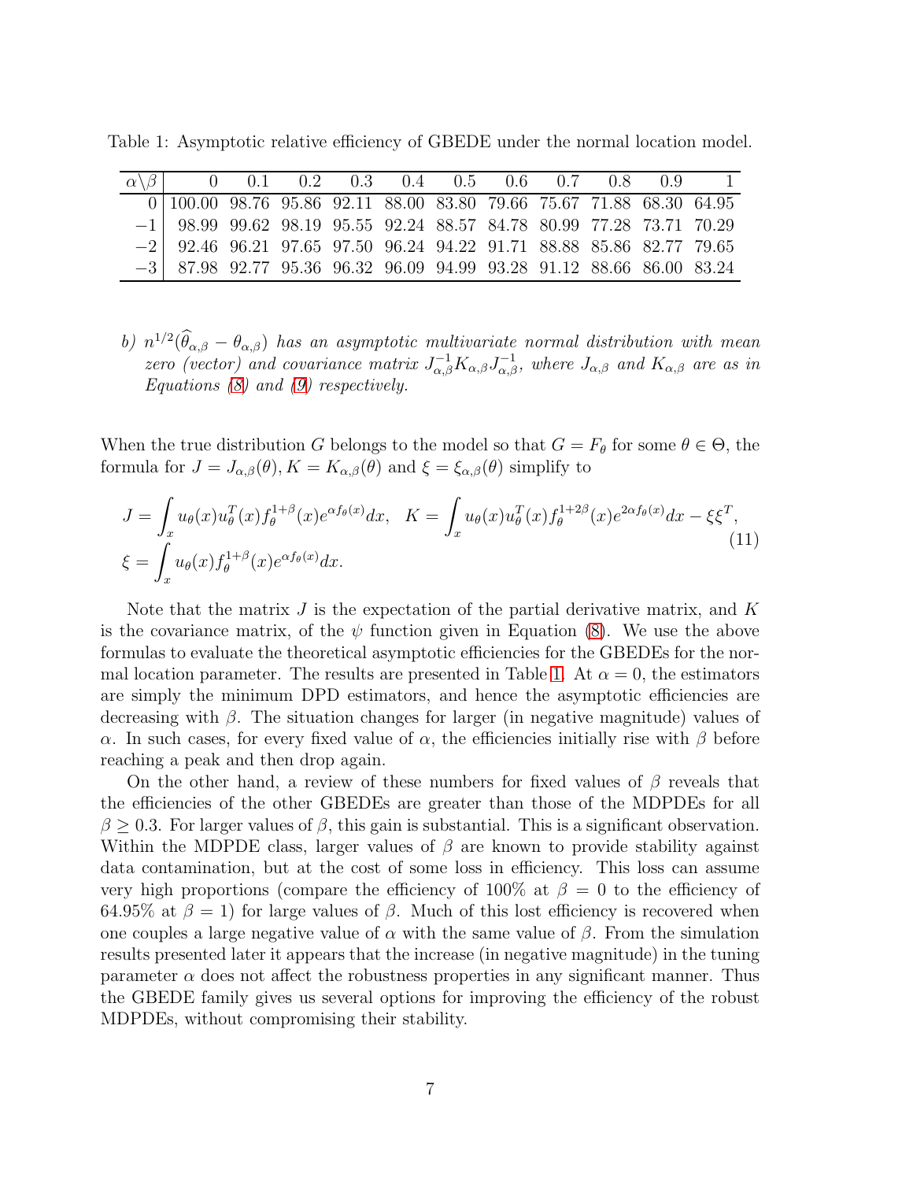Table 1: Asymptotic relative efficiency of GBEDE under the normal location model.

| $\alpha \backslash \beta$ | 0 | 0.1 | 0.2 | 0.3 | 0.4 | 0.5 | 0.6 | 0.7 | 0.8 | 0.9 | 1 |
|---|---|---|---|---|---|---|---|---|---|---|---|
| 0 | 100.00 | 98.76 | 95.86 | 92.11 | 88.00 | 83.80 | 79.66 | 75.67 | 71.88 | 68.30 | 64.95 |
| $-1$ | 98.99 | 99.62 | 98.19 | 95.55 | 92.24 | 88.57 | 84.78 | 80.99 | 77.28 | 73.71 | 70.29 |
| $-2$ | 92.46 | 96.21 | 97.65 | 97.50 | 96.24 | 94.22 | 91.71 | 88.88 | 85.86 | 82.77 | 79.65 |
| $-3$ | 87.98 | 92.77 | 95.36 | 96.32 | 96.09 | 94.99 | 93.28 | 91.12 | 88.66 | 86.00 | 83.24 |

*b) $n^{1/2}(\widehat{\theta}_{\alpha,\beta} - \theta_{\alpha,\beta})$ has an asymptotic multivariate normal distribution with mean zero (vector) and covariance matrix $J_{\alpha,\beta}^{-1} K_{\alpha,\beta} J_{\alpha,\beta}^{-1}$, where $J_{\alpha,\beta}$ and $K_{\alpha,\beta}$ are as in Equations (8) and (9) respectively.*

When the true distribution $G$ belongs to the model so that $G = F_\theta$ for some $\theta \in \Theta$, the formula for $J = J_{\alpha,\beta}(\theta), K = K_{\alpha,\beta}(\theta)$ and $\xi = \xi_{\alpha,\beta}(\theta)$ simplify to

$$J = \int_x u_\theta(x) u_\theta^T(x) f_\theta^{1+\beta}(x) e^{\alpha f_\theta(x)} dx, \quad K = \int_x u_\theta(x) u_\theta^T(x) f_\theta^{1+2\beta}(x) e^{2\alpha f_\theta(x)} dx - \xi \xi^T,$$
$$\xi = \int_x u_\theta(x) f_\theta^{1+\beta}(x) e^{\alpha f_\theta(x)} dx. \tag{11}$$

Note that the matrix $J$ is the expectation of the partial derivative matrix, and $K$ is the covariance matrix, of the $\psi$ function given in Equation (8). We use the above formulas to evaluate the theoretical asymptotic efficiencies for the GBEDEs for the normal location parameter. The results are presented in Table 1. At $\alpha = 0$, the estimators are simply the minimum DPD estimators, and hence the asymptotic efficiencies are decreasing with $\beta$. The situation changes for larger (in negative magnitude) values of $\alpha$. In such cases, for every fixed value of $\alpha$, the efficiencies initially rise with $\beta$ before reaching a peak and then drop again.

On the other hand, a review of these numbers for fixed values of $\beta$ reveals that the efficiencies of the other GBEDEs are greater than those of the MDPDEs for all $\beta \geq 0.3$. For larger values of $\beta$, this gain is substantial. This is a significant observation. Within the MDPDE class, larger values of $\beta$ are known to provide stability against data contamination, but at the cost of some loss in efficiency. This loss can assume very high proportions (compare the efficiency of 100% at $\beta = 0$ to the efficiency of 64.95% at $\beta = 1$) for large values of $\beta$. Much of this lost efficiency is recovered when one couples a large negative value of $\alpha$ with the same value of $\beta$. From the simulation results presented later it appears that the increase (in negative magnitude) in the tuning parameter $\alpha$ does not affect the robustness properties in any significant manner. Thus the GBEDE family gives us several options for improving the efficiency of the robust MDPDEs, without compromising their stability.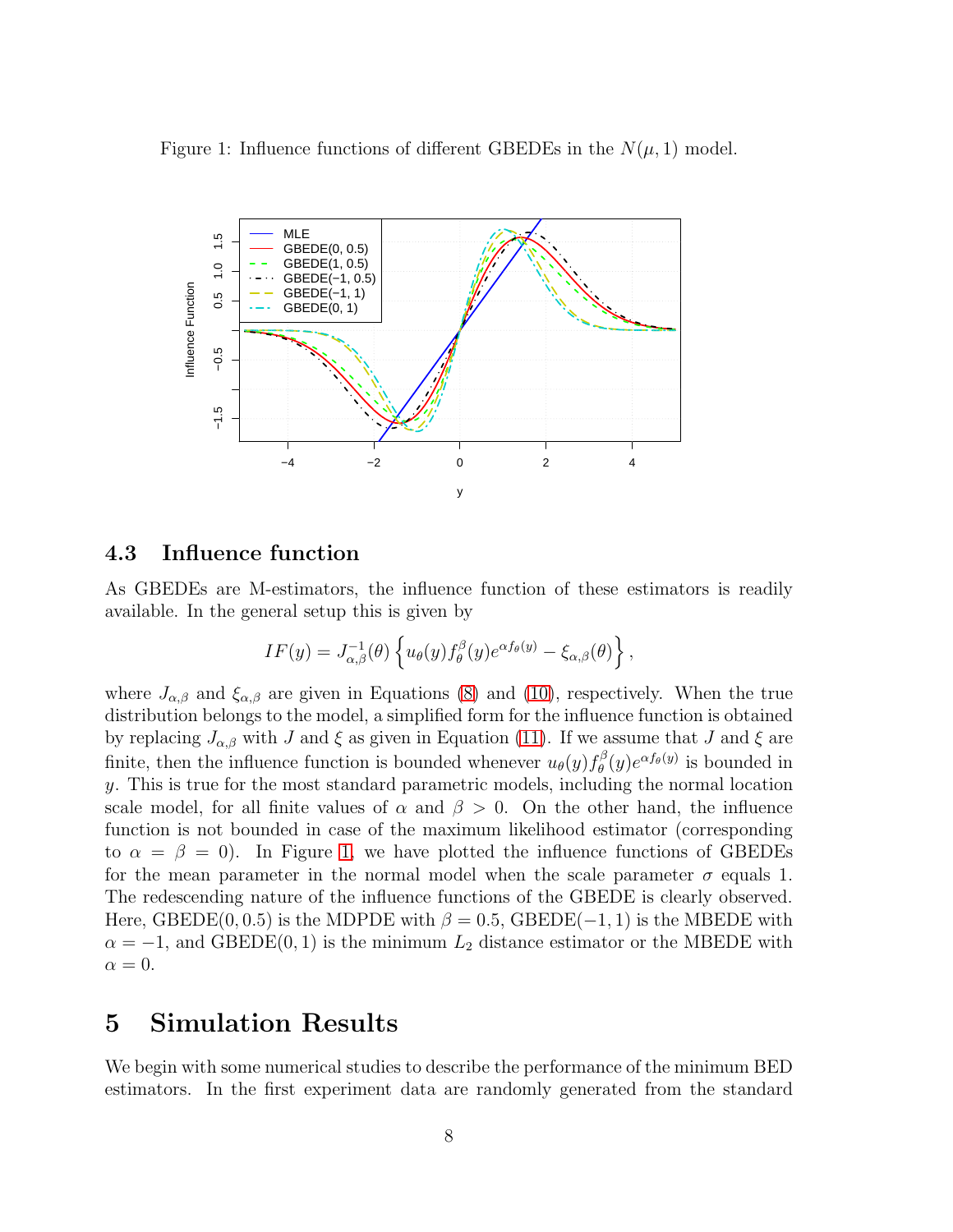Figure 1: Influence functions of different GBEDEs in the $N(\mu, 1)$ model.

### 4.3 Influence function

As GBEDEs are M-estimators, the influence function of these estimators is readily available. In the general setup this is given by

$$IF(y) = J_{\alpha,\beta}^{-1}(\theta) \left\{ u_\theta(y) f_\theta^\beta(y) e^{\alpha f_\theta(y)} - \xi_{\alpha,\beta}(\theta) \right\},$$

where $J_{\alpha,\beta}$ and $\xi_{\alpha,\beta}$ are given in Equations (8) and (10), respectively. When the true distribution belongs to the model, a simplified form for the influence function is obtained by replacing $J_{\alpha,\beta}$ with $J$ and $\xi$ as given in Equation (11). If we assume that $J$ and $\xi$ are finite, then the influence function is bounded whenever $u_\theta(y) f_\theta^\beta(y) e^{\alpha f_\theta(y)}$ is bounded in $y$. This is true for the most standard parametric models, including the normal location scale model, for all finite values of $\alpha$ and $\beta > 0$. On the other hand, the influence function is not bounded in case of the maximum likelihood estimator (corresponding to $\alpha = \beta = 0$). In Figure 1, we have plotted the influence functions of GBEDEs for the mean parameter in the normal model when the scale parameter $\sigma$ equals 1. The redescending nature of the influence functions of the GBEDE is clearly observed. Here, GBEDE$(0, 0.5)$ is the MDPDE with $\beta = 0.5$, GBEDE$(-1, 1)$ is the MBEDE with $\alpha = -1$, and GBEDE$(0, 1)$ is the minimum $L_2$ distance estimator or the MBEDE with $\alpha = 0$.

# 5 Simulation Results

We begin with some numerical studies to describe the performance of the minimum BED estimators. In the first experiment data are randomly generated from the standard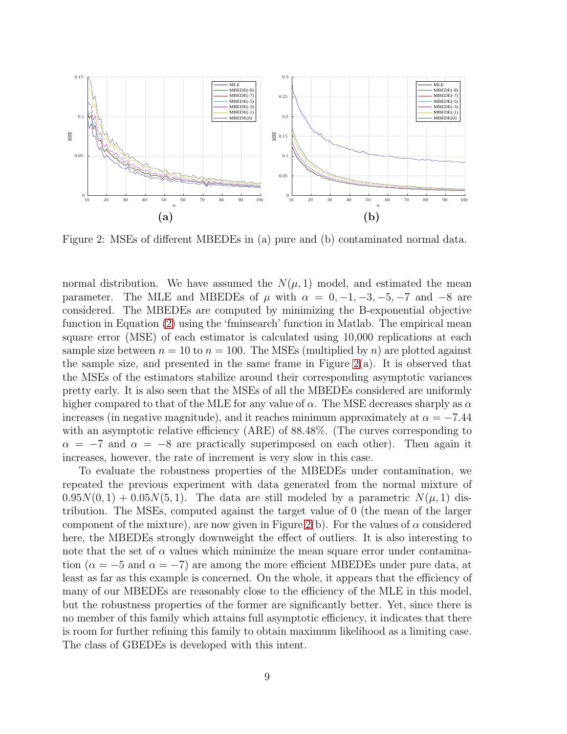Figure 2: MSEs of different MBEDEs in (a) pure and (b) contaminated normal data.

normal distribution. We have assumed the $N(\mu, 1)$ model, and estimated the mean parameter. The MLE and MBEDEs of $\mu$ with $\alpha = 0, -1, -3, -5, -7$ and $-8$ are considered. The MBEDEs are computed by minimizing the B-exponential objective function in Equation (2) using the 'fminsearch' function in Matlab. The empirical mean square error (MSE) of each estimator is calculated using 10,000 replications at each sample size between $n = 10$ to $n = 100$. The MSEs (multiplied by $n$) are plotted against the sample size, and presented in the same frame in Figure 2(a). It is observed that the MSEs of the estimators stabilize around their corresponding asymptotic variances pretty early. It is also seen that the MSEs of all the MBEDEs considered are uniformly higher compared to that of the MLE for any value of $\alpha$. The MSE decreases sharply as $\alpha$ increases (in negative magnitude), and it reaches minimum approximately at $\alpha = -7.44$ with an asymptotic relative efficiency (ARE) of 88.48%. (The curves corresponding to $\alpha = -7$ and $\alpha = -8$ are practically superimposed on each other). Then again it increases, however, the rate of increment is very slow in this case.

To evaluate the robustness properties of the MBEDEs under contamination, we repeated the previous experiment with data generated from the normal mixture of $0.95N(0, 1) + 0.05N(5, 1)$. The data are still modeled by a parametric $N(\mu, 1)$ distribution. The MSEs, computed against the target value of 0 (the mean of the larger component of the mixture), are now given in Figure 2(b). For the values of $\alpha$ considered here, the MBEDEs strongly downweight the effect of outliers. It is also interesting to note that the set of $\alpha$ values which minimize the mean square error under contamination ($\alpha = -5$ and $\alpha = -7$) are among the more efficient MBEDEs under pure data, at least as far as this example is concerned. On the whole, it appears that the efficiency of many of our MBEDEs are reasonably close to the efficiency of the MLE in this model, but the robustness properties of the former are significantly better. Yet, since there is no member of this family which attains full asymptotic efficiency, it indicates that there is room for further refining this family to obtain maximum likelihood as a limiting case. The class of GBEDEs is developed with this intent.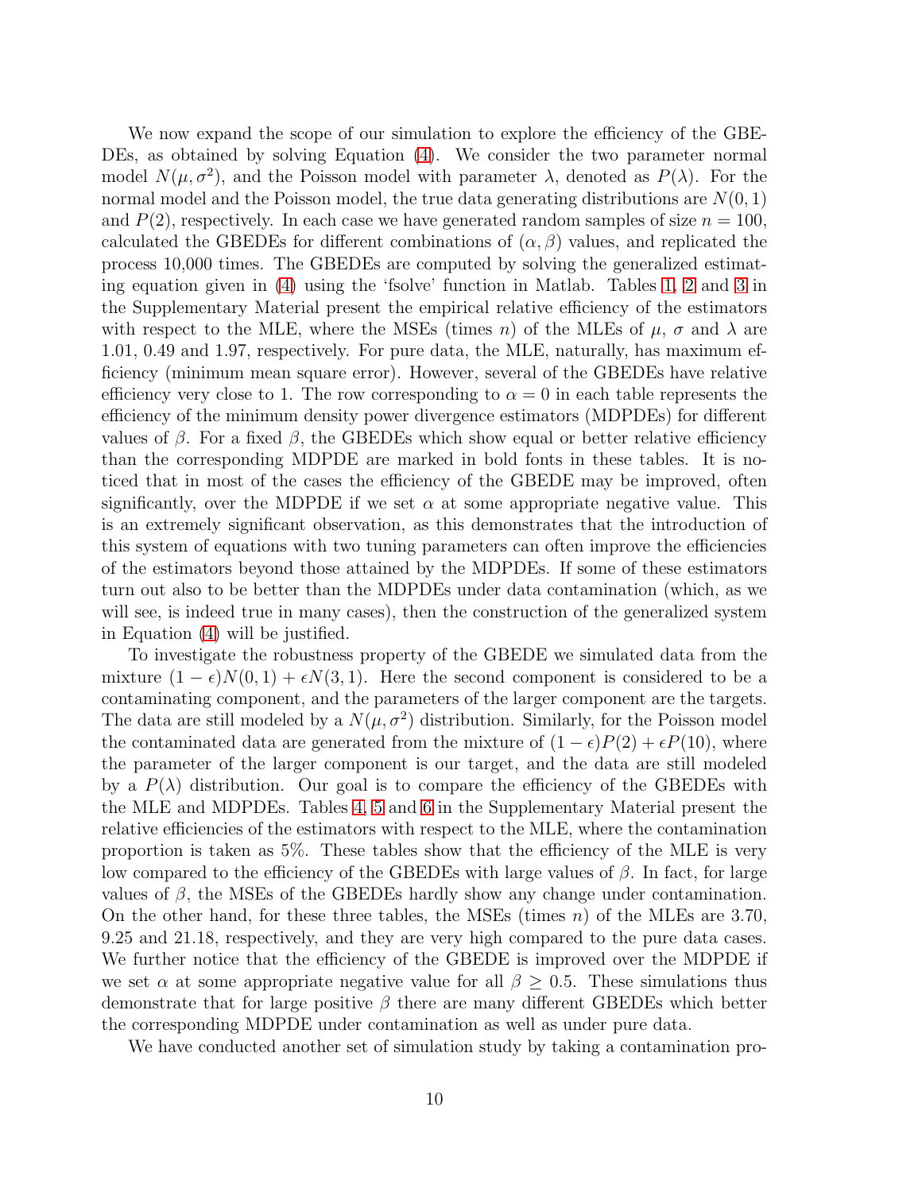We now expand the scope of our simulation to explore the efficiency of the GBEDEs, as obtained by solving Equation (4). We consider the two parameter normal model $N(\mu, \sigma^2)$, and the Poisson model with parameter $\lambda$, denoted as $P(\lambda)$. For the normal model and the Poisson model, the true data generating distributions are $N(0, 1)$ and $P(2)$, respectively. In each case we have generated random samples of size $n = 100$, calculated the GBEDEs for different combinations of $(\alpha, \beta)$ values, and replicated the process 10,000 times. The GBEDEs are computed by solving the generalized estimating equation given in (4) using the 'fsolve' function in Matlab. Tables 1, 2 and 3 in the Supplementary Material present the empirical relative efficiency of the estimators with respect to the MLE, where the MSEs (times $n$) of the MLEs of $\mu$, $\sigma$ and $\lambda$ are 1.01, 0.49 and 1.97, respectively. For pure data, the MLE, naturally, has maximum efficiency (minimum mean square error). However, several of the GBEDEs have relative efficiency very close to 1. The row corresponding to $\alpha = 0$ in each table represents the efficiency of the minimum density power divergence estimators (MDPDEs) for different values of $\beta$. For a fixed $\beta$, the GBEDEs which show equal or better relative efficiency than the corresponding MDPDE are marked in bold fonts in these tables. It is noticed that in most of the cases the efficiency of the GBEDE may be improved, often significantly, over the MDPDE if we set $\alpha$ at some appropriate negative value. This is an extremely significant observation, as this demonstrates that the introduction of this system of equations with two tuning parameters can often improve the efficiencies of the estimators beyond those attained by the MDPDEs. If some of these estimators turn out also to be better than the MDPDEs under data contamination (which, as we will see, is indeed true in many cases), then the construction of the generalized system in Equation (4) will be justified.

To investigate the robustness property of the GBEDE we simulated data from the mixture $(1 - \epsilon)N(0, 1) + \epsilon N(3, 1)$. Here the second component is considered to be a contaminating component, and the parameters of the larger component are the targets. The data are still modeled by a $N(\mu, \sigma^2)$ distribution. Similarly, for the Poisson model the contaminated data are generated from the mixture of $(1 - \epsilon)P(2) + \epsilon P(10)$, where the parameter of the larger component is our target, and the data are still modeled by a $P(\lambda)$ distribution. Our goal is to compare the efficiency of the GBEDEs with the MLE and MDPDEs. Tables 4, 5 and 6 in the Supplementary Material present the relative efficiencies of the estimators with respect to the MLE, where the contamination proportion is taken as 5%. These tables show that the efficiency of the MLE is very low compared to the efficiency of the GBEDEs with large values of $\beta$. In fact, for large values of $\beta$, the MSEs of the GBEDEs hardly show any change under contamination. On the other hand, for these three tables, the MSEs (times $n$) of the MLEs are 3.70, 9.25 and 21.18, respectively, and they are very high compared to the pure data cases. We further notice that the efficiency of the GBEDE is improved over the MDPDE if we set $\alpha$ at some appropriate negative value for all $\beta \geq 0.5$. These simulations thus demonstrate that for large positive $\beta$ there are many different GBEDEs which better the corresponding MDPDE under contamination as well as under pure data.

We have conducted another set of simulation study by taking a contamination pro-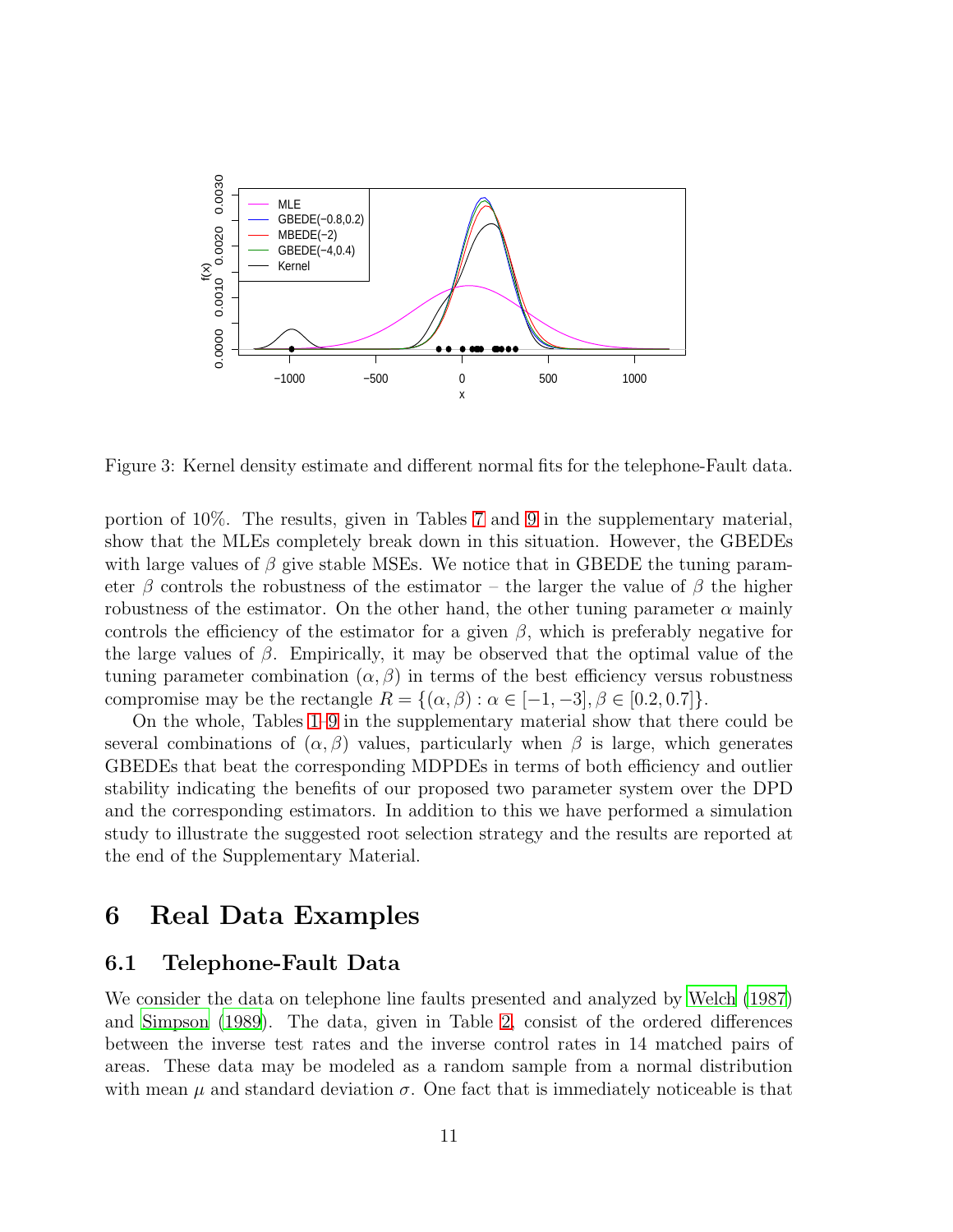Figure 3: Kernel density estimate and different normal fits for the telephone-Fault data.

portion of 10%. The results, given in Tables 7 and 9 in the supplementary material, show that the MLEs completely break down in this situation. However, the GBEDEs with large values of $\beta$ give stable MSEs. We notice that in GBEDE the tuning parameter $\beta$ controls the robustness of the estimator – the larger the value of $\beta$ the higher robustness of the estimator. On the other hand, the other tuning parameter $\alpha$ mainly controls the efficiency of the estimator for a given $\beta$, which is preferably negative for the large values of $\beta$. Empirically, it may be observed that the optimal value of the tuning parameter combination $(\alpha, \beta)$ in terms of the best efficiency versus robustness compromise may be the rectangle $R = \{(\alpha, \beta) : \alpha \in [-1, -3], \beta \in [0.2, 0.7]\}$.

On the whole, Tables 1–9 in the supplementary material show that there could be several combinations of $(\alpha, \beta)$ values, particularly when $\beta$ is large, which generates GBEDEs that beat the corresponding MDPDEs in terms of both efficiency and outlier stability indicating the benefits of our proposed two parameter system over the DPD and the corresponding estimators. In addition to this we have performed a simulation study to illustrate the suggested root selection strategy and the results are reported at the end of the Supplementary Material.

# 6 Real Data Examples

## 6.1 Telephone-Fault Data

We consider the data on telephone line faults presented and analyzed by Welch (1987) and Simpson (1989). The data, given in Table 2, consist of the ordered differences between the inverse test rates and the inverse control rates in 14 matched pairs of areas. These data may be modeled as a random sample from a normal distribution with mean $\mu$ and standard deviation $\sigma$. One fact that is immediately noticeable is that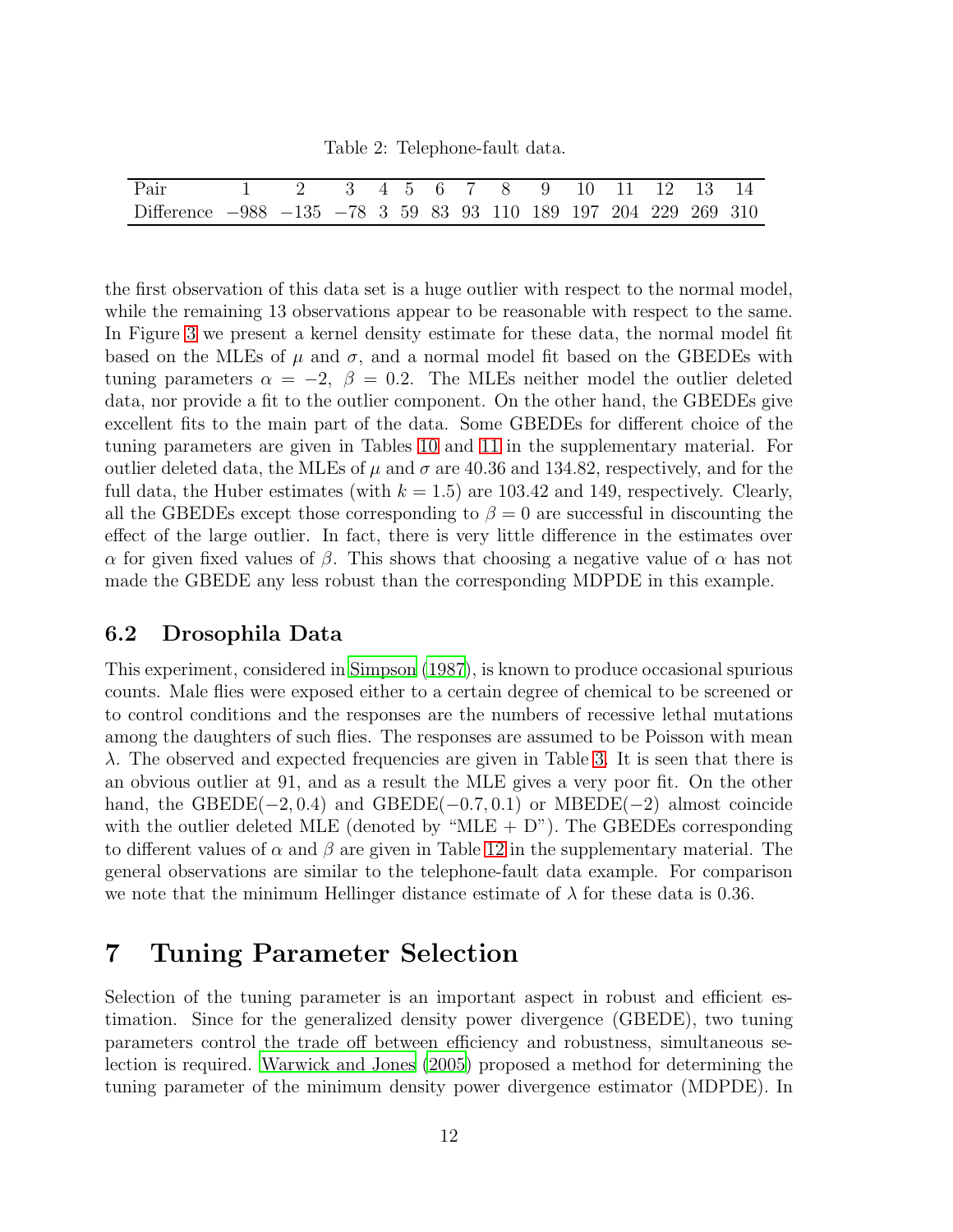Table 2: Telephone-fault data.

| Pair | 1 | 2 | 3 | 4 | 5 | 6 | 7 | 8 | 9 | 10 | 11 | 12 | 13 | 14 |
|---|---|---|---|---|---|---|---|---|---|---|---|---|---|---|
| Difference | $-988$ | $-135$ | $-78$ | 3 | 59 | 83 | 93 | 110 | 189 | 197 | 204 | 229 | 269 | 310 |

the first observation of this data set is a huge outlier with respect to the normal model, while the remaining 13 observations appear to be reasonable with respect to the same. In Figure 3 we present a kernel density estimate for these data, the normal model fit based on the MLEs of $\mu$ and $\sigma$, and a normal model fit based on the GBEDEs with tuning parameters $\alpha = -2$, $\beta = 0.2$. The MLEs neither model the outlier deleted data, nor provide a fit to the outlier component. On the other hand, the GBEDEs give excellent fits to the main part of the data. Some GBEDEs for different choice of the tuning parameters are given in Tables 10 and 11 in the supplementary material. For outlier deleted data, the MLEs of $\mu$ and $\sigma$ are 40.36 and 134.82, respectively, and for the full data, the Huber estimates (with $k = 1.5$) are 103.42 and 149, respectively. Clearly, all the GBEDEs except those corresponding to $\beta = 0$ are successful in discounting the effect of the large outlier. In fact, there is very little difference in the estimates over $\alpha$ for given fixed values of $\beta$. This shows that choosing a negative value of $\alpha$ has not made the GBEDE any less robust than the corresponding MDPDE in this example.

### 6.2 Drosophila Data

This experiment, considered in Simpson (1987), is known to produce occasional spurious counts. Male flies were exposed either to a certain degree of chemical to be screened or to control conditions and the responses are the numbers of recessive lethal mutations among the daughters of such flies. The responses are assumed to be Poisson with mean $\lambda$. The observed and expected frequencies are given in Table 3. It is seen that there is an obvious outlier at 91, and as a result the MLE gives a very poor fit. On the other hand, the GBEDE$(-2, 0.4)$ and GBEDE$(-0.7, 0.1)$ or MBEDE$(-2)$ almost coincide with the outlier deleted MLE (denoted by "MLE + D"). The GBEDEs corresponding to different values of $\alpha$ and $\beta$ are given in Table 12 in the supplementary material. The general observations are similar to the telephone-fault data example. For comparison we note that the minimum Hellinger distance estimate of $\lambda$ for these data is 0.36.

## 7 Tuning Parameter Selection

Selection of the tuning parameter is an important aspect in robust and efficient estimation. Since for the generalized density power divergence (GBEDE), two tuning parameters control the trade off between efficiency and robustness, simultaneous selection is required. Warwick and Jones (2005) proposed a method for determining the tuning parameter of the minimum density power divergence estimator (MDPDE). In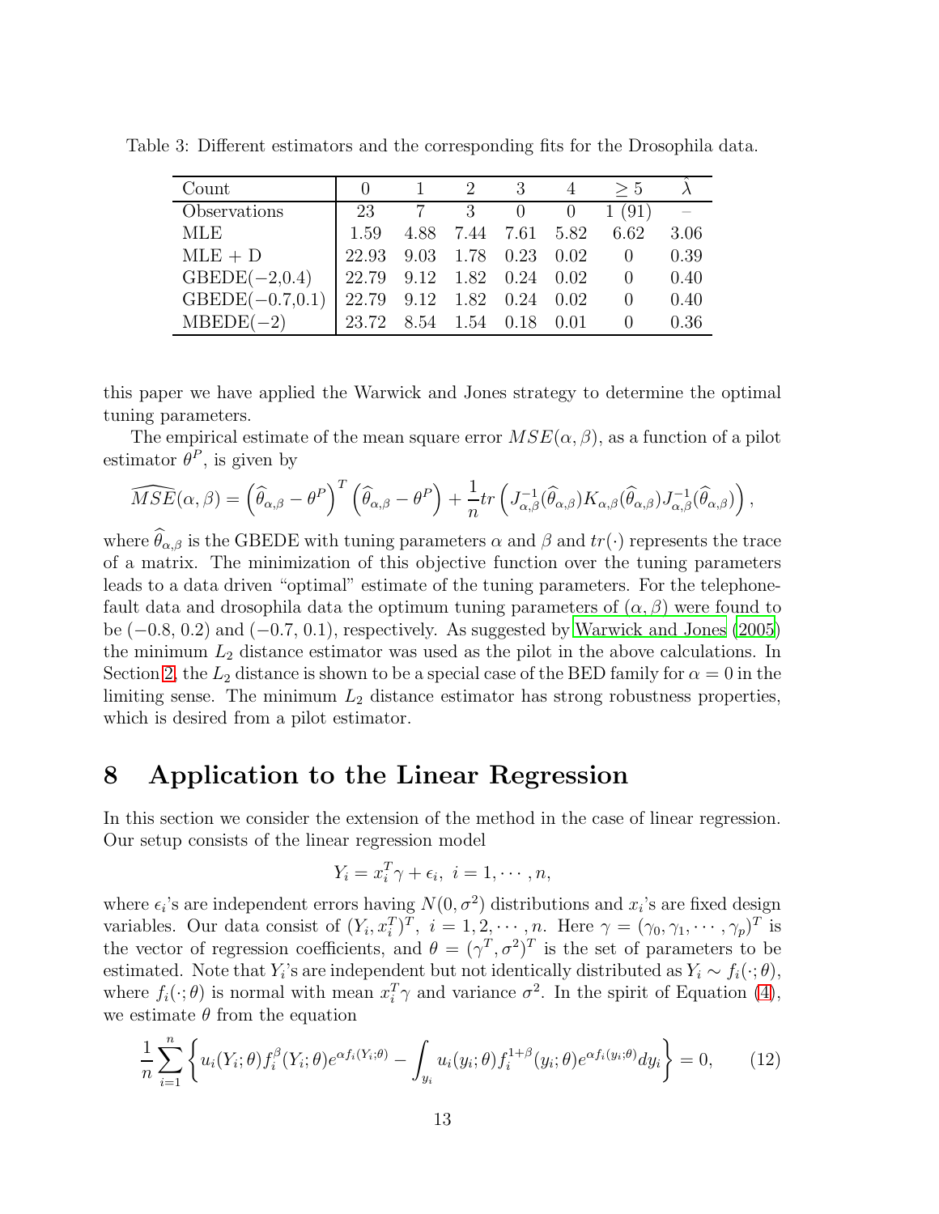Table 3: Different estimators and the corresponding fits for the Drosophila data.

| Count | 0 | 1 | 2 | 3 | 4 | $\geq 5$ | $\hat{\lambda}$ |
|---|---|---|---|---|---|---|---|
| Observations | 23 | 7 | 3 | 0 | 0 | 1 (91) | – |
| MLE | 1.59 | 4.88 | 7.44 | 7.61 | 5.82 | 6.62 | 3.06 |
| MLE + D | 22.93 | 9.03 | 1.78 | 0.23 | 0.02 | 0 | 0.39 |
| GBEDE($-2$,0.4) | 22.79 | 9.12 | 1.82 | 0.24 | 0.02 | 0 | 0.40 |
| GBEDE($-0.7$,0.1) | 22.79 | 9.12 | 1.82 | 0.24 | 0.02 | 0 | 0.40 |
| MBEDE($-2$) | 23.72 | 8.54 | 1.54 | 0.18 | 0.01 | 0 | 0.36 |

this paper we have applied the Warwick and Jones strategy to determine the optimal tuning parameters.

The empirical estimate of the mean square error $MSE(\alpha, \beta)$, as a function of a pilot estimator $\theta^P$, is given by

$$\widehat{MSE}(\alpha, \beta) = \left(\widehat{\theta}_{\alpha,\beta} - \theta^P\right)^T \left(\widehat{\theta}_{\alpha,\beta} - \theta^P\right) + \frac{1}{n} tr\left(J^{-1}_{\alpha,\beta}(\widehat{\theta}_{\alpha,\beta}) K_{\alpha,\beta}(\widehat{\theta}_{\alpha,\beta}) J^{-1}_{\alpha,\beta}(\widehat{\theta}_{\alpha,\beta})\right),$$

where $\widehat{\theta}_{\alpha,\beta}$ is the GBEDE with tuning parameters $\alpha$ and $\beta$ and $tr(\cdot)$ represents the trace of a matrix. The minimization of this objective function over the tuning parameters leads to a data driven "optimal" estimate of the tuning parameters. For the telephone-fault data and drosophila data the optimum tuning parameters of $(\alpha, \beta)$ were found to be $(-0.8, 0.2)$ and $(-0.7, 0.1)$, respectively. As suggested by Warwick and Jones (2005) the minimum $L_2$ distance estimator was used as the pilot in the above calculations. In Section 2, the $L_2$ distance is shown to be a special case of the BED family for $\alpha = 0$ in the limiting sense. The minimum $L_2$ distance estimator has strong robustness properties, which is desired from a pilot estimator.

# 8 Application to the Linear Regression

In this section we consider the extension of the method in the case of linear regression. Our setup consists of the linear regression model

$$Y_i = x_i^T \gamma + \epsilon_i, \; i = 1, \cdots, n,$$

where $\epsilon_i$'s are independent errors having $N(0, \sigma^2)$ distributions and $x_i$'s are fixed design variables. Our data consist of $(Y_i, x_i^T)^T$, $i = 1, 2, \cdots, n$. Here $\gamma = (\gamma_0, \gamma_1, \cdots, \gamma_p)^T$ is the vector of regression coefficients, and $\theta = (\gamma^T, \sigma^2)^T$ is the set of parameters to be estimated. Note that $Y_i$'s are independent but not identically distributed as $Y_i \sim f_i(\cdot; \theta)$, where $f_i(\cdot; \theta)$ is normal with mean $x_i^T \gamma$ and variance $\sigma^2$. In the spirit of Equation (4), we estimate $\theta$ from the equation

$$\frac{1}{n} \sum_{i=1}^{n} \left\{ u_i(Y_i; \theta) f_i^{\beta}(Y_i; \theta) e^{\alpha f_i(Y_i;\theta)} - \int_{y_i} u_i(y_i; \theta) f_i^{1+\beta}(y_i; \theta) e^{\alpha f_i(y_i;\theta)} dy_i \right\} = 0, \qquad (12)$$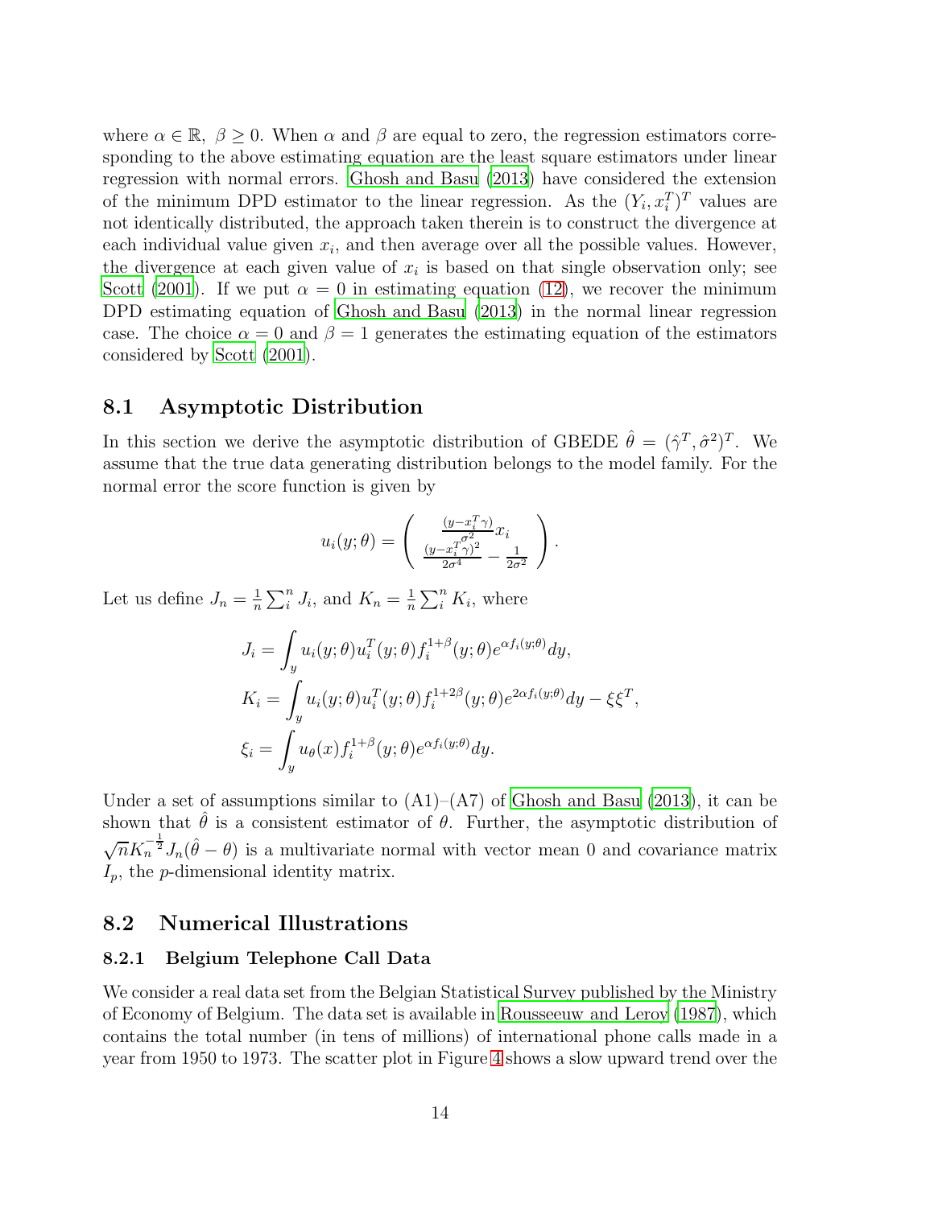where $\alpha \in \mathbb{R},\ \beta \geq 0$. When $\alpha$ and $\beta$ are equal to zero, the regression estimators corresponding to the above estimating equation are the least square estimators under linear regression with normal errors. Ghosh and Basu (2013) have considered the extension of the minimum DPD estimator to the linear regression. As the $(Y_i, x_i^T)^T$ values are not identically distributed, the approach taken therein is to construct the divergence at each individual value given $x_i$, and then average over all the possible values. However, the divergence at each given value of $x_i$ is based on that single observation only; see Scott (2001). If we put $\alpha = 0$ in estimating equation (12), we recover the minimum DPD estimating equation of Ghosh and Basu (2013) in the normal linear regression case. The choice $\alpha = 0$ and $\beta = 1$ generates the estimating equation of the estimators considered by Scott (2001).

## 8.1 Asymptotic Distribution

In this section we derive the asymptotic distribution of GBEDE $\hat{\theta} = (\hat{\gamma}^T, \hat{\sigma}^2)^T$. We assume that the true data generating distribution belongs to the model family. For the normal error the score function is given by

$$u_i(y;\theta) = \begin{pmatrix} \frac{(y - x_i^T\gamma)}{\sigma^2} x_i \\ \frac{(y - x_i^T\gamma)^2}{2\sigma^4} - \frac{1}{2\sigma^2} \end{pmatrix}.$$

Let us define $J_n = \frac{1}{n}\sum_i^n J_i$, and $K_n = \frac{1}{n}\sum_i^n K_i$, where

$$\begin{aligned}
J_i &= \int_y u_i(y;\theta) u_i^T(y;\theta) f_i^{1+\beta}(y;\theta) e^{\alpha f_i(y;\theta)} dy, \\
K_i &= \int_y u_i(y;\theta) u_i^T(y;\theta) f_i^{1+2\beta}(y;\theta) e^{2\alpha f_i(y;\theta)} dy - \xi\xi^T, \\
\xi_i &= \int_y u_\theta(x) f_i^{1+\beta}(y;\theta) e^{\alpha f_i(y;\theta)} dy.
\end{aligned}$$

Under a set of assumptions similar to (A1)–(A7) of Ghosh and Basu (2013), it can be shown that $\hat{\theta}$ is a consistent estimator of $\theta$. Further, the asymptotic distribution of $\sqrt{n} K_n^{-\frac{1}{2}} J_n(\hat{\theta} - \theta)$ is a multivariate normal with vector mean 0 and covariance matrix $I_p$, the $p$-dimensional identity matrix.

## 8.2 Numerical Illustrations

### 8.2.1 Belgium Telephone Call Data

We consider a real data set from the Belgian Statistical Survey published by the Ministry of Economy of Belgium. The data set is available in Rousseeuw and Leroy (1987), which contains the total number (in tens of millions) of international phone calls made in a year from 1950 to 1973. The scatter plot in Figure 4 shows a slow upward trend over the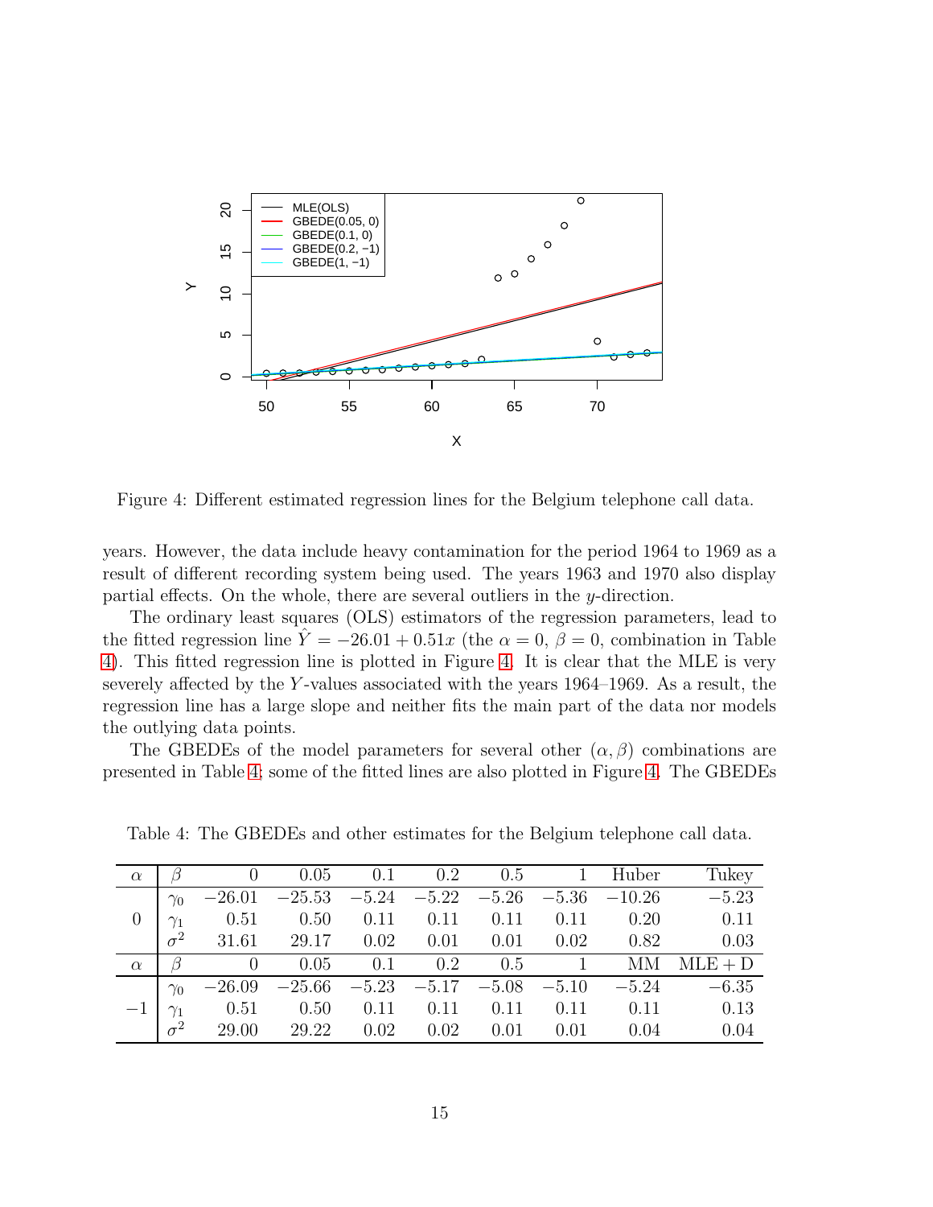Figure 4: Different estimated regression lines for the Belgium telephone call data.

years. However, the data include heavy contamination for the period 1964 to 1969 as a result of different recording system being used. The years 1963 and 1970 also display partial effects. On the whole, there are several outliers in the $y$-direction.

The ordinary least squares (OLS) estimators of the regression parameters, lead to the fitted regression line $\hat{Y} = -26.01 + 0.51x$ (the $\alpha = 0$, $\beta = 0$, combination in Table 4). This fitted regression line is plotted in Figure 4. It is clear that the MLE is very severely affected by the $Y$-values associated with the years 1964–1969. As a result, the regression line has a large slope and neither fits the main part of the data nor models the outlying data points.

The GBEDEs of the model parameters for several other $(\alpha, \beta)$ combinations are presented in Table 4; some of the fitted lines are also plotted in Figure 4. The GBEDEs

Table 4: The GBEDEs and other estimates for the Belgium telephone call data.

| $\alpha$ | $\beta$ | 0 | 0.05 | 0.1 | 0.2 | 0.5 | 1 | Huber | Tukey |
|---|---|---|---|---|---|---|---|---|---|
| | $\gamma_0$ | $-26.01$ | $-25.53$ | $-5.24$ | $-5.22$ | $-5.26$ | $-5.36$ | $-10.26$ | $-5.23$ |
| 0 | $\gamma_1$ | 0.51 | 0.50 | 0.11 | 0.11 | 0.11 | 0.11 | 0.20 | 0.11 |
| | $\sigma^2$ | 31.61 | 29.17 | 0.02 | 0.01 | 0.01 | 0.02 | 0.82 | 0.03 |
| $\alpha$ | $\beta$ | 0 | 0.05 | 0.1 | 0.2 | 0.5 | 1 | MM | MLE + D |
| | $\gamma_0$ | $-26.09$ | $-25.66$ | $-5.23$ | $-5.17$ | $-5.08$ | $-5.10$ | $-5.24$ | $-6.35$ |
| $-1$ | $\gamma_1$ | 0.51 | 0.50 | 0.11 | 0.11 | 0.11 | 0.11 | 0.11 | 0.13 |
| | $\sigma^2$ | 29.00 | 29.22 | 0.02 | 0.02 | 0.01 | 0.01 | 0.04 | 0.04 |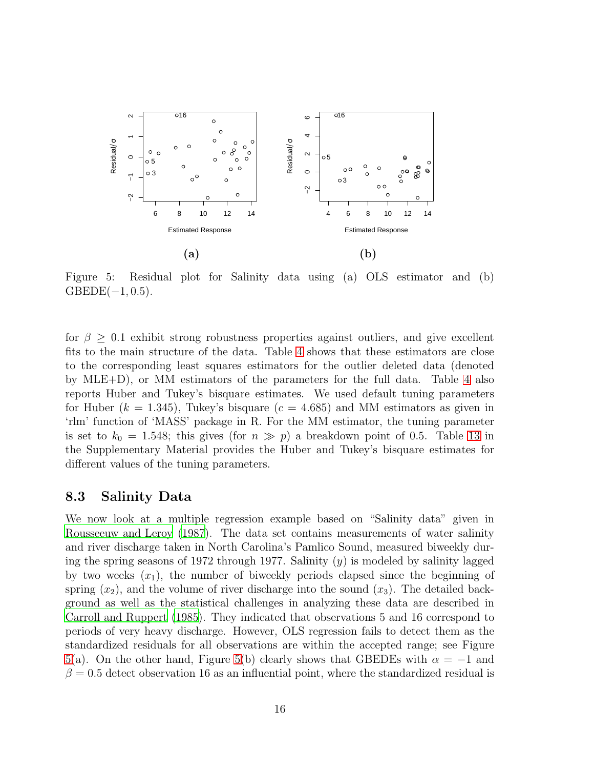Figure 5: Residual plot for Salinity data using (a) OLS estimator and (b) GBEDE$(-1, 0.5)$.

for $\beta \geq 0.1$ exhibit strong robustness properties against outliers, and give excellent fits to the main structure of the data. Table 4 shows that these estimators are close to the corresponding least squares estimators for the outlier deleted data (denoted by MLE+D), or MM estimators of the parameters for the full data. Table 4 also reports Huber and Tukey's bisquare estimates. We used default tuning parameters for Huber ($k = 1.345$), Tukey's bisquare ($c = 4.685$) and MM estimators as given in 'rlm' function of 'MASS' package in R. For the MM estimator, the tuning parameter is set to $k_0 = 1.548$; this gives (for $n \gg p$) a breakdown point of 0.5. Table 13 in the Supplementary Material provides the Huber and Tukey's bisquare estimates for different values of the tuning parameters.

### 8.3 Salinity Data

We now look at a multiple regression example based on "Salinity data" given in Rousseeuw and Leroy (1987). The data set contains measurements of water salinity and river discharge taken in North Carolina's Pamlico Sound, measured biweekly during the spring seasons of 1972 through 1977. Salinity ($y$) is modeled by salinity lagged by two weeks ($x_1$), the number of biweekly periods elapsed since the beginning of spring ($x_2$), and the volume of river discharge into the sound ($x_3$). The detailed background as well as the statistical challenges in analyzing these data are described in Carroll and Ruppert (1985). They indicated that observations 5 and 16 correspond to periods of very heavy discharge. However, OLS regression fails to detect them as the standardized residuals for all observations are within the accepted range; see Figure 5(a). On the other hand, Figure 5(b) clearly shows that GBEDEs with $\alpha = -1$ and $\beta = 0.5$ detect observation 16 as an influential point, where the standardized residual is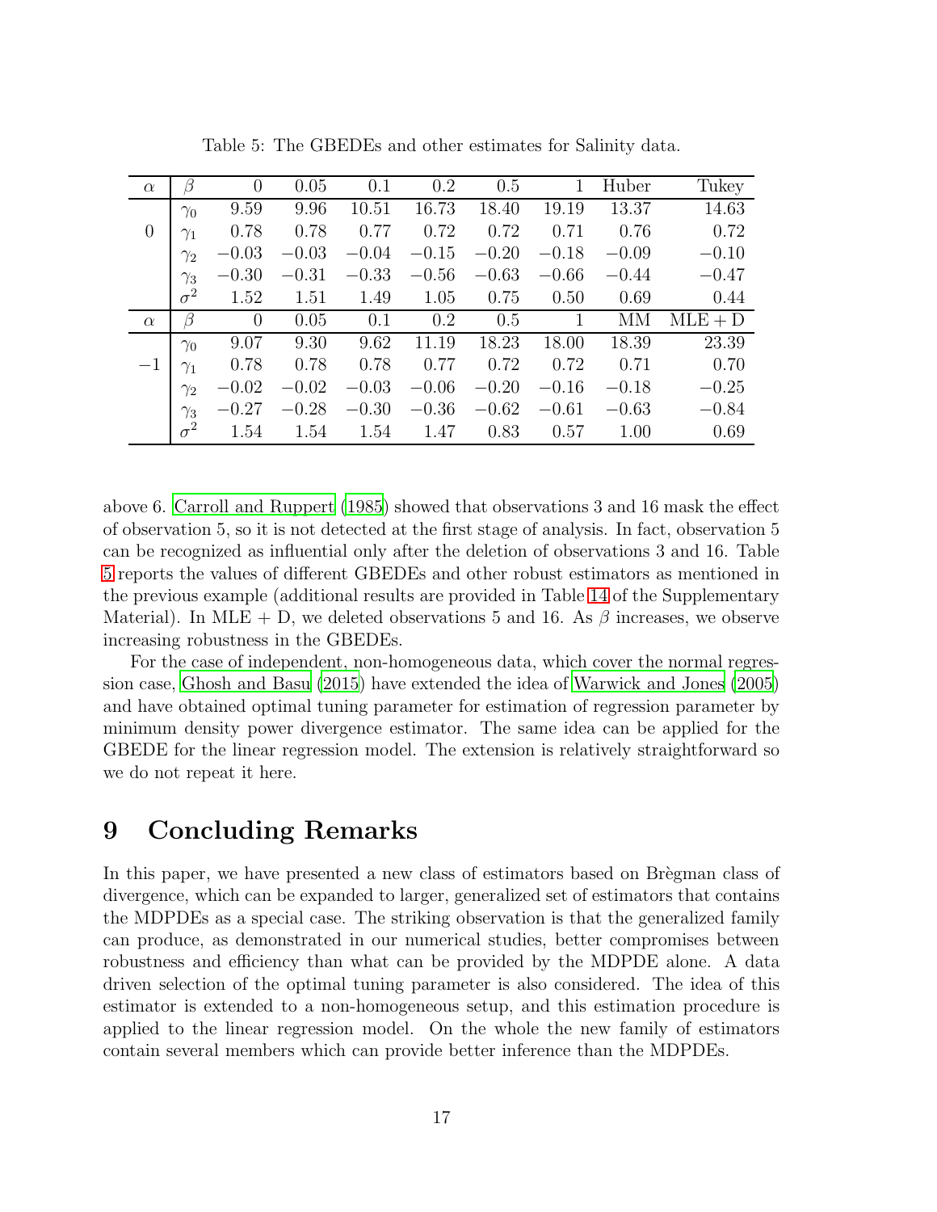Table 5: The GBEDEs and other estimates for Salinity data.

| $\alpha$ | $\beta$ | 0 | 0.05 | 0.1 | 0.2 | 0.5 | 1 | Huber | Tukey |
|---|---|---|---|---|---|---|---|---|---|
| 0 | $\gamma_0$ | 9.59 | 9.96 | 10.51 | 16.73 | 18.40 | 19.19 | 13.37 | 14.63 |
| | $\gamma_1$ | 0.78 | 0.78 | 0.77 | 0.72 | 0.72 | 0.71 | 0.76 | 0.72 |
| | $\gamma_2$ | $-0.03$ | $-0.03$ | $-0.04$ | $-0.15$ | $-0.20$ | $-0.18$ | $-0.09$ | $-0.10$ |
| | $\gamma_3$ | $-0.30$ | $-0.31$ | $-0.33$ | $-0.56$ | $-0.63$ | $-0.66$ | $-0.44$ | $-0.47$ |
| | $\sigma^2$ | 1.52 | 1.51 | 1.49 | 1.05 | 0.75 | 0.50 | 0.69 | 0.44 |
| $\alpha$ | $\beta$ | 0 | 0.05 | 0.1 | 0.2 | 0.5 | 1 | MM | MLE + D |
| $-1$ | $\gamma_0$ | 9.07 | 9.30 | 9.62 | 11.19 | 18.23 | 18.00 | 18.39 | 23.39 |
| | $\gamma_1$ | 0.78 | 0.78 | 0.78 | 0.77 | 0.72 | 0.72 | 0.71 | 0.70 |
| | $\gamma_2$ | $-0.02$ | $-0.02$ | $-0.03$ | $-0.06$ | $-0.20$ | $-0.16$ | $-0.18$ | $-0.25$ |
| | $\gamma_3$ | $-0.27$ | $-0.28$ | $-0.30$ | $-0.36$ | $-0.62$ | $-0.61$ | $-0.63$ | $-0.84$ |
| | $\sigma^2$ | 1.54 | 1.54 | 1.54 | 1.47 | 0.83 | 0.57 | 1.00 | 0.69 |

above 6. Carroll and Ruppert (1985) showed that observations 3 and 16 mask the effect of observation 5, so it is not detected at the first stage of analysis. In fact, observation 5 can be recognized as influential only after the deletion of observations 3 and 16. Table 5 reports the values of different GBEDEs and other robust estimators as mentioned in the previous example (additional results are provided in Table 14 of the Supplementary Material). In MLE + D, we deleted observations 5 and 16. As $\beta$ increases, we observe increasing robustness in the GBEDEs.

For the case of independent, non-homogeneous data, which cover the normal regression case, Ghosh and Basu (2015) have extended the idea of Warwick and Jones (2005) and have obtained optimal tuning parameter for estimation of regression parameter by minimum density power divergence estimator. The same idea can be applied for the GBEDE for the linear regression model. The extension is relatively straightforward so we do not repeat it here.

# 9 Concluding Remarks

In this paper, we have presented a new class of estimators based on Brègman class of divergence, which can be expanded to larger, generalized set of estimators that contains the MDPDEs as a special case. The striking observation is that the generalized family can produce, as demonstrated in our numerical studies, better compromises between robustness and efficiency than what can be provided by the MDPDE alone. A data driven selection of the optimal tuning parameter is also considered. The idea of this estimator is extended to a non-homogeneous setup, and this estimation procedure is applied to the linear regression model. On the whole the new family of estimators contain several members which can provide better inference than the MDPDEs.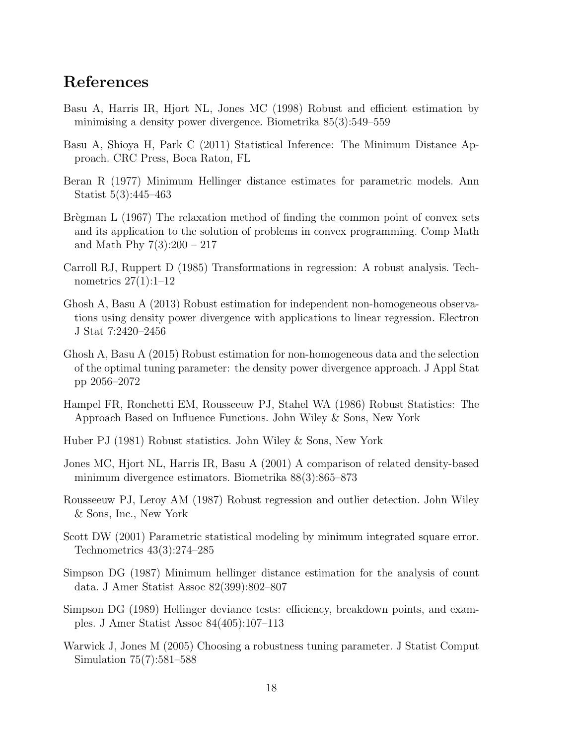# References

Basu A, Harris IR, Hjort NL, Jones MC (1998) Robust and efficient estimation by minimising a density power divergence. Biometrika 85(3):549–559

Basu A, Shioya H, Park C (2011) Statistical Inference: The Minimum Distance Approach. CRC Press, Boca Raton, FL

Beran R (1977) Minimum Hellinger distance estimates for parametric models. Ann Statist 5(3):445–463

Brègman L (1967) The relaxation method of finding the common point of convex sets and its application to the solution of problems in convex programming. Comp Math and Math Phy 7(3):200 – 217

Carroll RJ, Ruppert D (1985) Transformations in regression: A robust analysis. Technometrics 27(1):1–12

Ghosh A, Basu A (2013) Robust estimation for independent non-homogeneous observations using density power divergence with applications to linear regression. Electron J Stat 7:2420–2456

Ghosh A, Basu A (2015) Robust estimation for non-homogeneous data and the selection of the optimal tuning parameter: the density power divergence approach. J Appl Stat pp 2056–2072

Hampel FR, Ronchetti EM, Rousseeuw PJ, Stahel WA (1986) Robust Statistics: The Approach Based on Influence Functions. John Wiley & Sons, New York

Huber PJ (1981) Robust statistics. John Wiley & Sons, New York

Jones MC, Hjort NL, Harris IR, Basu A (2001) A comparison of related density-based minimum divergence estimators. Biometrika 88(3):865–873

Rousseeuw PJ, Leroy AM (1987) Robust regression and outlier detection. John Wiley & Sons, Inc., New York

Scott DW (2001) Parametric statistical modeling by minimum integrated square error. Technometrics 43(3):274–285

Simpson DG (1987) Minimum hellinger distance estimation for the analysis of count data. J Amer Statist Assoc 82(399):802–807

Simpson DG (1989) Hellinger deviance tests: efficiency, breakdown points, and examples. J Amer Statist Assoc 84(405):107–113

Warwick J, Jones M (2005) Choosing a robustness tuning parameter. J Statist Comput Simulation 75(7):581–588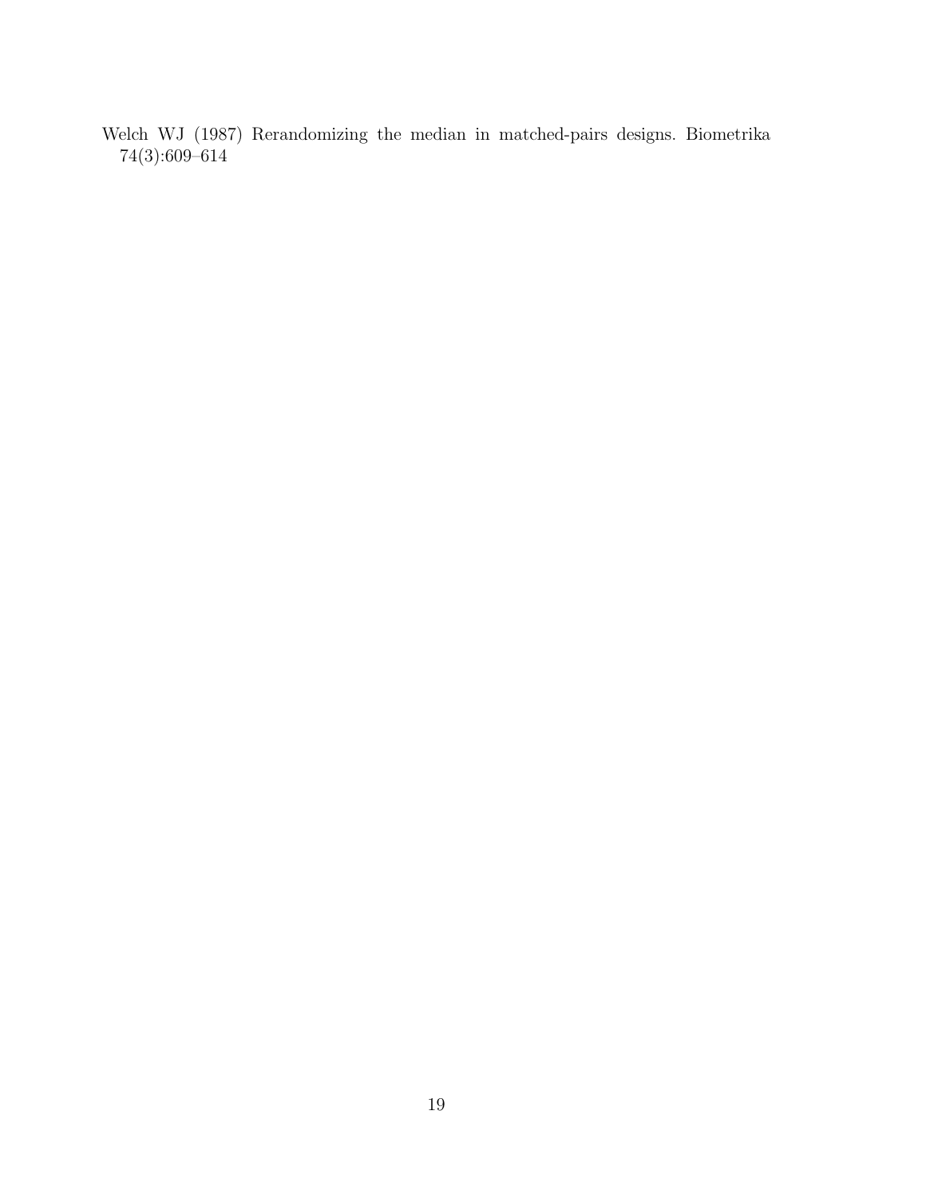Welch WJ (1987) Rerandomizing the median in matched-pairs designs. Biometrika 74(3):609–614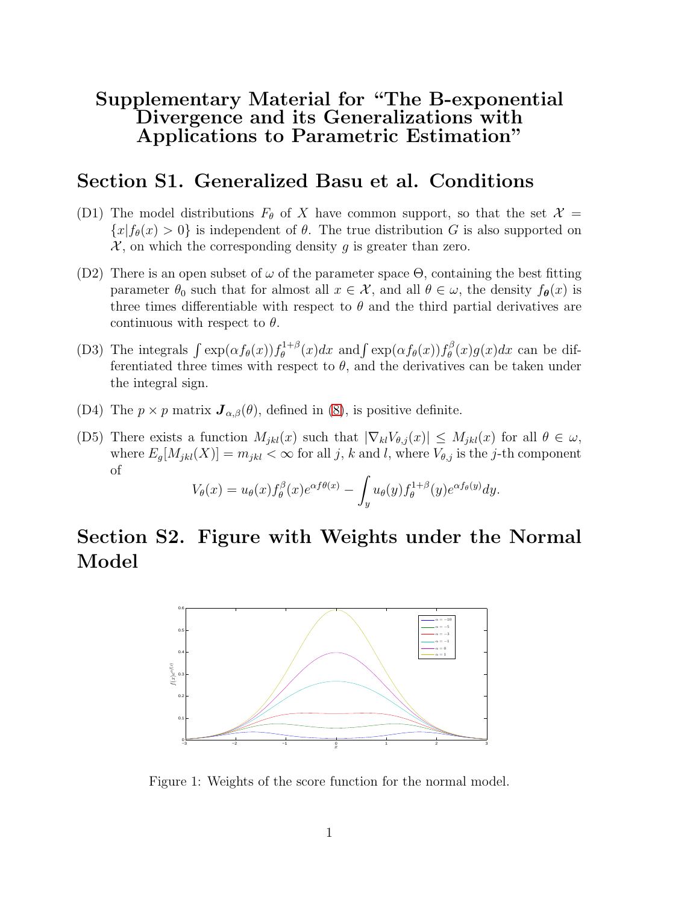# Supplementary Material for "The B-exponential Divergence and its Generalizations with Applications to Parametric Estimation"

## Section S1. Generalized Basu et al. Conditions

(D1) The model distributions $F_\theta$ of $X$ have common support, so that the set $\mathcal{X} = \{x|f_\theta(x) > 0\}$ is independent of $\theta$. The true distribution $G$ is also supported on $\mathcal{X}$, on which the corresponding density $g$ is greater than zero.

(D2) There is an open subset of $\omega$ of the parameter space $\Theta$, containing the best fitting parameter $\theta_0$ such that for almost all $x \in \mathcal{X}$, and all $\theta \in \omega$, the density $f_{\boldsymbol{\theta}}(x)$ is three times differentiable with respect to $\theta$ and the third partial derivatives are continuous with respect to $\theta$.

(D3) The integrals $\int \exp(\alpha f_\theta(x)) f_\theta^{1+\beta}(x)dx$ and $\int \exp(\alpha f_\theta(x)) f_\theta^{\beta}(x) g(x)dx$ can be differentiated three times with respect to $\theta$, and the derivatives can be taken under the integral sign.

(D4) The $p \times p$ matrix $\boldsymbol{J}_{\alpha,\beta}(\theta)$, defined in (8), is positive definite.

(D5) There exists a function $M_{jkl}(x)$ such that $|\nabla_{kl} V_{\theta,j}(x)| \leq M_{jkl}(x)$ for all $\theta \in \omega$, where $E_g[M_{jkl}(X)] = m_{jkl} < \infty$ for all $j$, $k$ and $l$, where $V_{\theta,j}$ is the $j$-th component of

$$V_\theta(x) = u_\theta(x) f_\theta^\beta(x) e^{\alpha f\theta(x)} - \int_y u_\theta(y) f_\theta^{1+\beta}(y) e^{\alpha f_\theta(y)} dy.$$

## Section S2. Figure with Weights under the Normal Model

Figure 1: Weights of the score function for the normal model.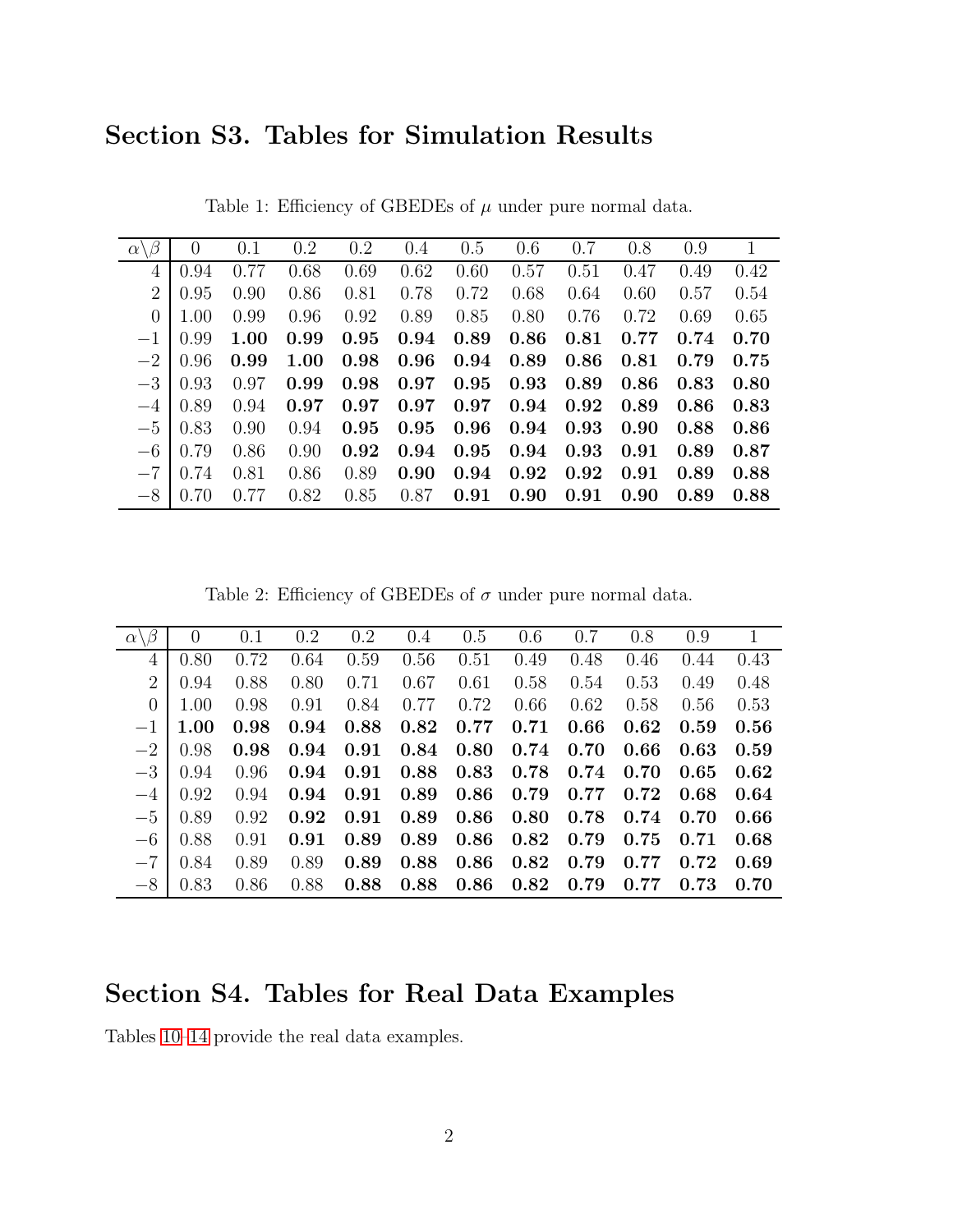## Section S3. Tables for Simulation Results

Table 1: Efficiency of GBEDEs of $\mu$ under pure normal data.

| $\alpha\backslash\beta$ | 0 | 0.1 | 0.2 | 0.2 | 0.4 | 0.5 | 0.6 | 0.7 | 0.8 | 0.9 | 1 |
|---|---|---|---|---|---|---|---|---|---|---|---|
| 4 | 0.94 | 0.77 | 0.68 | 0.69 | 0.62 | 0.60 | 0.57 | 0.51 | 0.47 | 0.49 | 0.42 |
| 2 | 0.95 | 0.90 | 0.86 | 0.81 | 0.78 | 0.72 | 0.68 | 0.64 | 0.60 | 0.57 | 0.54 |
| 0 | 1.00 | 0.99 | 0.96 | 0.92 | 0.89 | 0.85 | 0.80 | 0.76 | 0.72 | 0.69 | 0.65 |
| $-1$ | 0.99 | **1.00** | **0.99** | **0.95** | **0.94** | **0.89** | **0.86** | **0.81** | **0.77** | **0.74** | **0.70** |
| $-2$ | 0.96 | **0.99** | **1.00** | **0.98** | **0.96** | **0.94** | **0.89** | **0.86** | **0.81** | **0.79** | **0.75** |
| $-3$ | 0.93 | 0.97 | **0.99** | **0.98** | **0.97** | **0.95** | **0.93** | **0.89** | **0.86** | **0.83** | **0.80** |
| $-4$ | 0.89 | 0.94 | **0.97** | **0.97** | **0.97** | **0.97** | **0.94** | **0.92** | **0.89** | **0.86** | **0.83** |
| $-5$ | 0.83 | 0.90 | 0.94 | **0.95** | **0.95** | **0.96** | **0.94** | **0.93** | **0.90** | **0.88** | **0.86** |
| $-6$ | 0.79 | 0.86 | 0.90 | **0.92** | **0.94** | **0.95** | **0.94** | **0.93** | **0.91** | **0.89** | **0.87** |
| $-7$ | 0.74 | 0.81 | 0.86 | 0.89 | **0.90** | **0.94** | **0.92** | **0.92** | **0.91** | **0.89** | **0.88** |
| $-8$ | 0.70 | 0.77 | 0.82 | 0.85 | 0.87 | **0.91** | **0.90** | **0.91** | **0.90** | **0.89** | **0.88** |

Table 2: Efficiency of GBEDEs of $\sigma$ under pure normal data.

| $\alpha\backslash\beta$ | 0 | 0.1 | 0.2 | 0.2 | 0.4 | 0.5 | 0.6 | 0.7 | 0.8 | 0.9 | 1 |
|---|---|---|---|---|---|---|---|---|---|---|---|
| 4 | 0.80 | 0.72 | 0.64 | 0.59 | 0.56 | 0.51 | 0.49 | 0.48 | 0.46 | 0.44 | 0.43 |
| 2 | 0.94 | 0.88 | 0.80 | 0.71 | 0.67 | 0.61 | 0.58 | 0.54 | 0.53 | 0.49 | 0.48 |
| 0 | 1.00 | 0.98 | 0.91 | 0.84 | 0.77 | 0.72 | 0.66 | 0.62 | 0.58 | 0.56 | 0.53 |
| $-1$ | **1.00** | **0.98** | **0.94** | **0.88** | **0.82** | **0.77** | **0.71** | **0.66** | **0.62** | **0.59** | **0.56** |
| $-2$ | 0.98 | **0.98** | **0.94** | **0.91** | **0.84** | **0.80** | **0.74** | **0.70** | **0.66** | **0.63** | **0.59** |
| $-3$ | 0.94 | 0.96 | **0.94** | **0.91** | **0.88** | **0.83** | **0.78** | **0.74** | **0.70** | **0.65** | **0.62** |
| $-4$ | 0.92 | 0.94 | **0.94** | **0.91** | **0.89** | **0.86** | **0.79** | **0.77** | **0.72** | **0.68** | **0.64** |
| $-5$ | 0.89 | 0.92 | **0.92** | **0.91** | **0.89** | **0.86** | **0.80** | **0.78** | **0.74** | **0.70** | **0.66** |
| $-6$ | 0.88 | 0.91 | **0.91** | **0.89** | **0.89** | **0.86** | **0.82** | **0.79** | **0.75** | **0.71** | **0.68** |
| $-7$ | 0.84 | 0.89 | 0.89 | **0.89** | **0.88** | **0.86** | **0.82** | **0.79** | **0.77** | **0.72** | **0.69** |
| $-8$ | 0.83 | 0.86 | 0.88 | **0.88** | **0.88** | **0.86** | **0.82** | **0.79** | **0.77** | **0.73** | **0.70** |

## Section S4. Tables for Real Data Examples

Tables 10–14 provide the real data examples.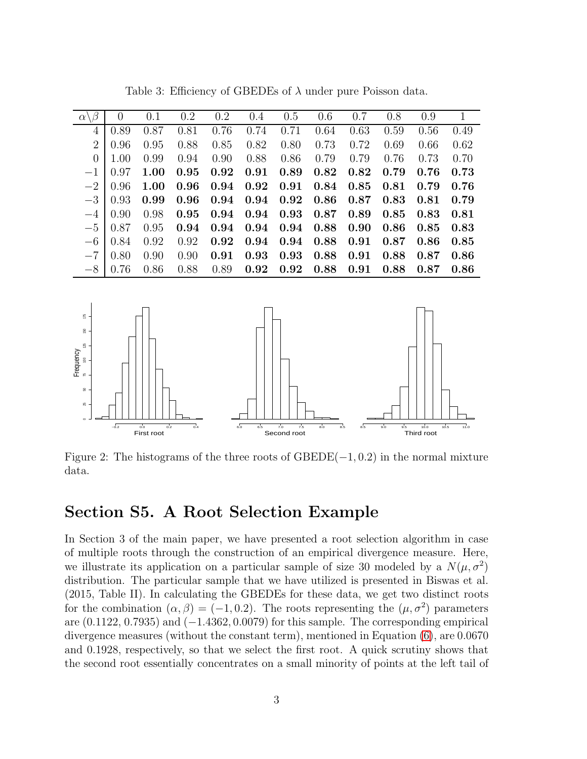Table 3: Efficiency of GBEDEs of $\lambda$ under pure Poisson data.

| $\alpha\backslash\beta$ | 0 | 0.1 | 0.2 | 0.2 | 0.4 | 0.5 | 0.6 | 0.7 | 0.8 | 0.9 | 1 |
|---|---|---|---|---|---|---|---|---|---|---|---|
| 4 | 0.89 | 0.87 | 0.81 | 0.76 | 0.74 | 0.71 | 0.64 | 0.63 | 0.59 | 0.56 | 0.49 |
| 2 | 0.96 | 0.95 | 0.88 | 0.85 | 0.82 | 0.80 | 0.73 | 0.72 | 0.69 | 0.66 | 0.62 |
| 0 | 1.00 | 0.99 | 0.94 | 0.90 | 0.88 | 0.86 | 0.79 | 0.79 | 0.76 | 0.73 | 0.70 |
| $-1$ | 0.97 | **1.00** | **0.95** | **0.92** | **0.91** | **0.89** | **0.82** | **0.82** | **0.79** | **0.76** | **0.73** |
| $-2$ | 0.96 | **1.00** | **0.96** | **0.94** | **0.92** | **0.91** | **0.84** | **0.85** | **0.81** | **0.79** | **0.76** |
| $-3$ | 0.93 | **0.99** | **0.96** | **0.94** | **0.94** | **0.92** | **0.86** | **0.87** | **0.83** | **0.81** | **0.79** |
| $-4$ | 0.90 | 0.98 | **0.95** | **0.94** | **0.94** | **0.93** | **0.87** | **0.89** | **0.85** | **0.83** | **0.81** |
| $-5$ | 0.87 | 0.95 | **0.94** | **0.94** | **0.94** | **0.94** | **0.88** | **0.90** | **0.86** | **0.85** | **0.83** |
| $-6$ | 0.84 | 0.92 | 0.92 | **0.92** | **0.94** | **0.94** | **0.88** | **0.91** | **0.87** | **0.86** | **0.85** |
| $-7$ | 0.80 | 0.90 | 0.90 | **0.91** | **0.93** | **0.93** | **0.88** | **0.91** | **0.88** | **0.87** | **0.86** |
| $-8$ | 0.76 | 0.86 | 0.88 | 0.89 | **0.92** | **0.92** | **0.88** | **0.91** | **0.88** | **0.87** | **0.86** |

Figure 2: The histograms of the three roots of GBEDE$(-1, 0.2)$ in the normal mixture data.

## Section S5. A Root Selection Example

In Section 3 of the main paper, we have presented a root selection algorithm in case of multiple roots through the construction of an empirical divergence measure. Here, we illustrate its application on a particular sample of size 30 modeled by a $N(\mu, \sigma^2)$ distribution. The particular sample that we have utilized is presented in Biswas et al. (2015, Table II). In calculating the GBEDEs for these data, we get two distinct roots for the combination $(\alpha, \beta) = (-1, 0.2)$. The roots representing the $(\mu, \sigma^2)$ parameters are $(0.1122, 0.7935)$ and $(-1.4362, 0.0079)$ for this sample. The corresponding empirical divergence measures (without the constant term), mentioned in Equation (6), are 0.0670 and 0.1928, respectively, so that we select the first root. A quick scrutiny shows that the second root essentially concentrates on a small minority of points at the left tail of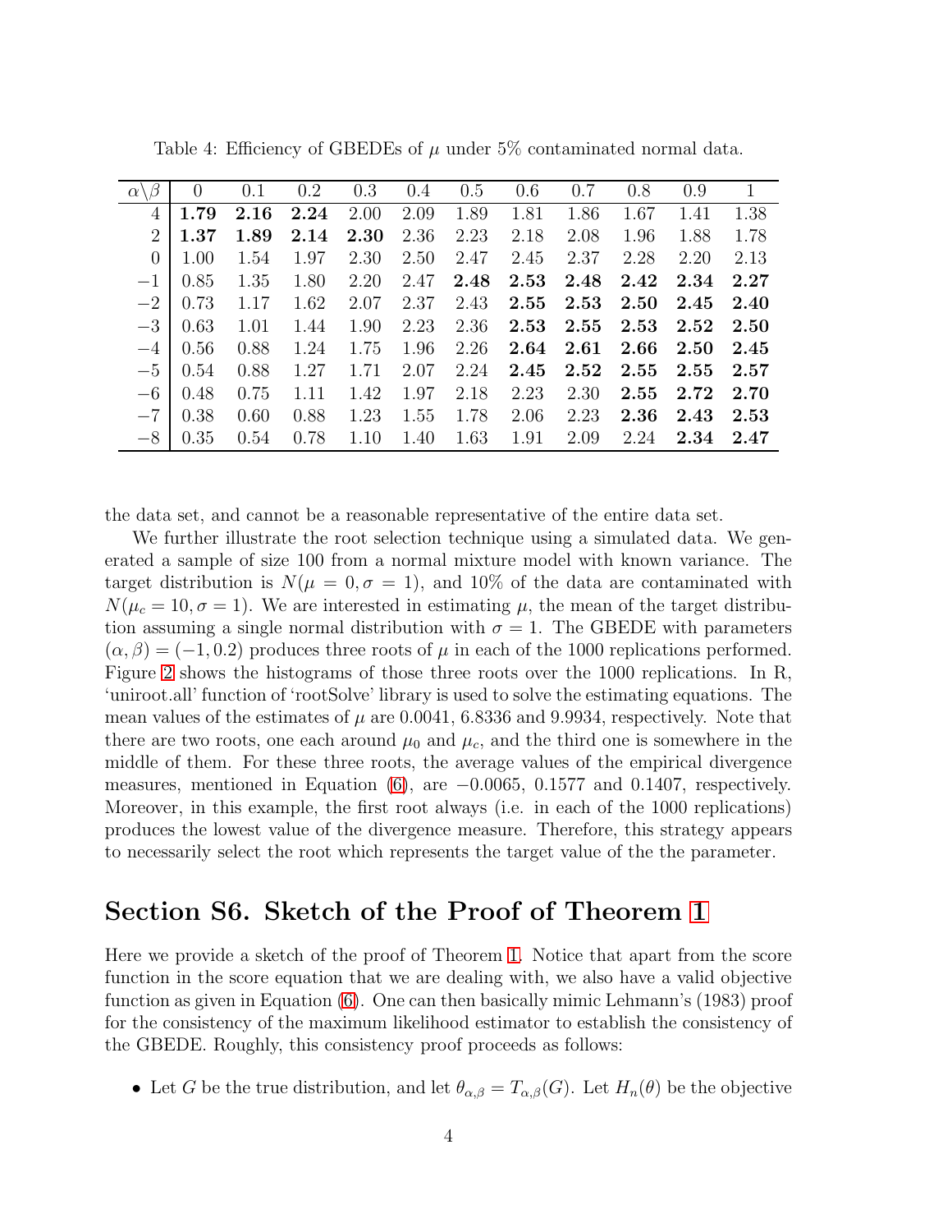Table 4: Efficiency of GBEDEs of $\mu$ under 5% contaminated normal data.

| $\alpha \backslash \beta$ | 0 | 0.1 | 0.2 | 0.3 | 0.4 | 0.5 | 0.6 | 0.7 | 0.8 | 0.9 | 1 |
|---|---|---|---|---|---|---|---|---|---|---|---|
| 4 | **1.79** | **2.16** | **2.24** | 2.00 | 2.09 | 1.89 | 1.81 | 1.86 | 1.67 | 1.41 | 1.38 |
| 2 | **1.37** | **1.89** | **2.14** | **2.30** | 2.36 | 2.23 | 2.18 | 2.08 | 1.96 | 1.88 | 1.78 |
| 0 | 1.00 | 1.54 | 1.97 | 2.30 | 2.50 | 2.47 | 2.45 | 2.37 | 2.28 | 2.20 | 2.13 |
| $-1$ | 0.85 | 1.35 | 1.80 | 2.20 | 2.47 | **2.48** | **2.53** | **2.48** | **2.42** | **2.34** | **2.27** |
| $-2$ | 0.73 | 1.17 | 1.62 | 2.07 | 2.37 | 2.43 | **2.55** | **2.53** | **2.50** | **2.45** | **2.40** |
| $-3$ | 0.63 | 1.01 | 1.44 | 1.90 | 2.23 | 2.36 | **2.53** | **2.55** | **2.53** | **2.52** | **2.50** |
| $-4$ | 0.56 | 0.88 | 1.24 | 1.75 | 1.96 | 2.26 | **2.64** | **2.61** | **2.66** | **2.50** | **2.45** |
| $-5$ | 0.54 | 0.88 | 1.27 | 1.71 | 2.07 | 2.24 | **2.45** | **2.52** | **2.55** | **2.55** | **2.57** |
| $-6$ | 0.48 | 0.75 | 1.11 | 1.42 | 1.97 | 2.18 | 2.23 | 2.30 | **2.55** | **2.72** | **2.70** |
| $-7$ | 0.38 | 0.60 | 0.88 | 1.23 | 1.55 | 1.78 | 2.06 | 2.23 | **2.36** | **2.43** | **2.53** |
| $-8$ | 0.35 | 0.54 | 0.78 | 1.10 | 1.40 | 1.63 | 1.91 | 2.09 | 2.24 | **2.34** | **2.47** |

the data set, and cannot be a reasonable representative of the entire data set.

We further illustrate the root selection technique using a simulated data. We generated a sample of size 100 from a normal mixture model with known variance. The target distribution is $N(\mu = 0, \sigma = 1)$, and 10% of the data are contaminated with $N(\mu_c = 10, \sigma = 1)$. We are interested in estimating $\mu$, the mean of the target distribution assuming a single normal distribution with $\sigma = 1$. The GBEDE with parameters $(\alpha, \beta) = (-1, 0.2)$ produces three roots of $\mu$ in each of the 1000 replications performed. Figure 2 shows the histograms of those three roots over the 1000 replications. In R, 'uniroot.all' function of 'rootSolve' library is used to solve the estimating equations. The mean values of the estimates of $\mu$ are 0.0041, 6.8336 and 9.9934, respectively. Note that there are two roots, one each around $\mu_0$ and $\mu_c$, and the third one is somewhere in the middle of them. For these three roots, the average values of the empirical divergence measures, mentioned in Equation (6), are $-0.0065$, 0.1577 and 0.1407, respectively. Moreover, in this example, the first root always (i.e. in each of the 1000 replications) produces the lowest value of the divergence measure. Therefore, this strategy appears to necessarily select the root which represents the target value of the the parameter.

## Section S6. Sketch of the Proof of Theorem 1

Here we provide a sketch of the proof of Theorem 1. Notice that apart from the score function in the score equation that we are dealing with, we also have a valid objective function as given in Equation (6). One can then basically mimic Lehmann's (1983) proof for the consistency of the maximum likelihood estimator to establish the consistency of the GBEDE. Roughly, this consistency proof proceeds as follows:

- Let $G$ be the true distribution, and let $\theta_{\alpha,\beta} = T_{\alpha,\beta}(G)$. Let $H_n(\theta)$ be the objective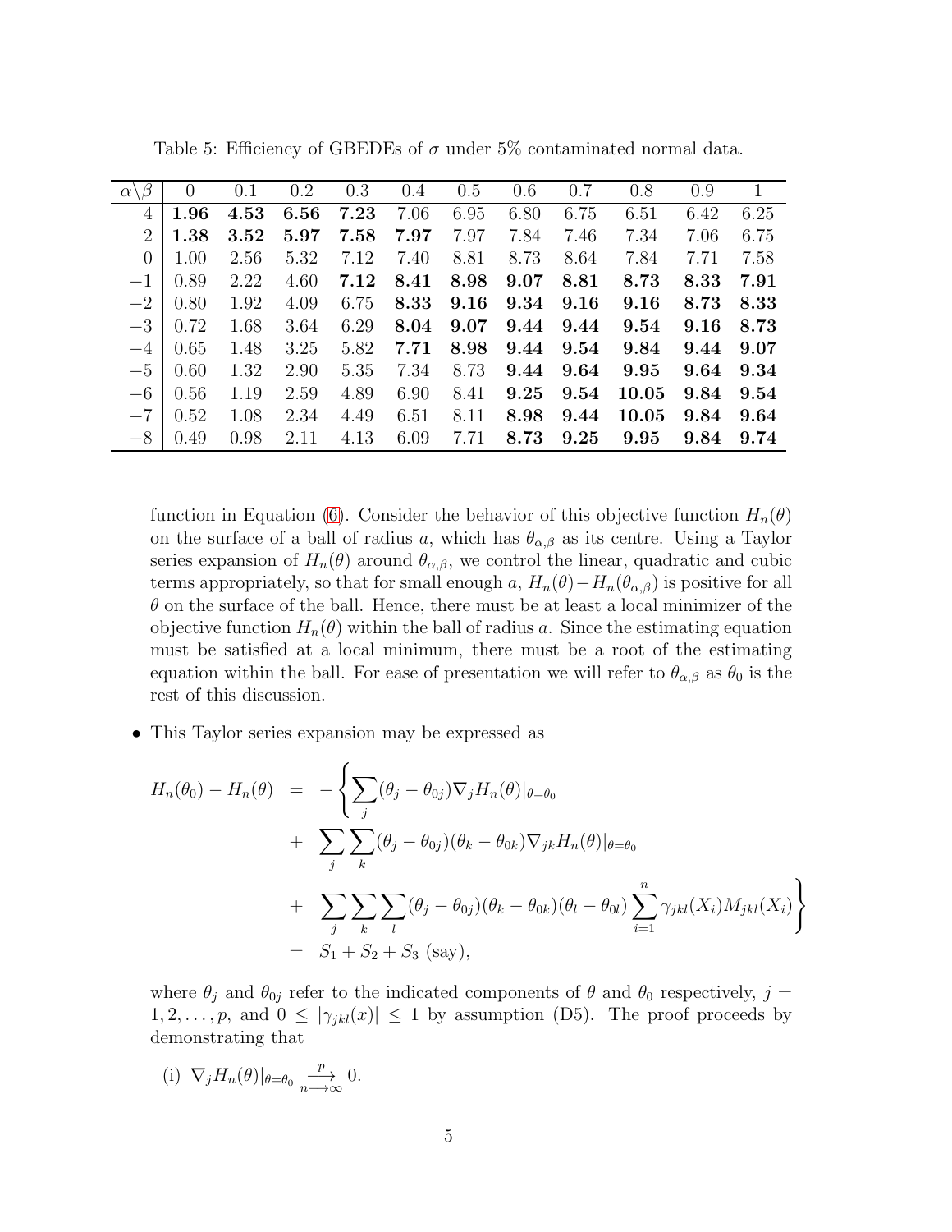Table 5: Efficiency of GBEDEs of $\sigma$ under 5% contaminated normal data.

| $\alpha\backslash\beta$ | 0 | 0.1 | 0.2 | 0.3 | 0.4 | 0.5 | 0.6 | 0.7 | 0.8 | 0.9 | 1 |
|---|---|---|---|---|---|---|---|---|---|---|---|
| 4 | **1.96** | **4.53** | **6.56** | **7.23** | 7.06 | 6.95 | 6.80 | 6.75 | 6.51 | 6.42 | 6.25 |
| 2 | **1.38** | **3.52** | **5.97** | **7.58** | **7.97** | 7.97 | 7.84 | 7.46 | 7.34 | 7.06 | 6.75 |
| 0 | 1.00 | 2.56 | 5.32 | 7.12 | 7.40 | 8.81 | 8.73 | 8.64 | 7.84 | 7.71 | 7.58 |
| $-1$ | 0.89 | 2.22 | 4.60 | **7.12** | **8.41** | **8.98** | **9.07** | **8.81** | **8.73** | **8.33** | **7.91** |
| $-2$ | 0.80 | 1.92 | 4.09 | 6.75 | **8.33** | **9.16** | **9.34** | **9.16** | **9.16** | **8.73** | **8.33** |
| $-3$ | 0.72 | 1.68 | 3.64 | 6.29 | **8.04** | **9.07** | **9.44** | **9.44** | **9.54** | **9.16** | **8.73** |
| $-4$ | 0.65 | 1.48 | 3.25 | 5.82 | **7.71** | **8.98** | **9.44** | **9.54** | **9.84** | **9.44** | **9.07** |
| $-5$ | 0.60 | 1.32 | 2.90 | 5.35 | 7.34 | 8.73 | **9.44** | **9.64** | **9.95** | **9.64** | **9.34** |
| $-6$ | 0.56 | 1.19 | 2.59 | 4.89 | 6.90 | 8.41 | **9.25** | **9.54** | **10.05** | **9.84** | **9.54** |
| $-7$ | 0.52 | 1.08 | 2.34 | 4.49 | 6.51 | 8.11 | **8.98** | **9.44** | **10.05** | **9.84** | **9.64** |
| $-8$ | 0.49 | 0.98 | 2.11 | 4.13 | 6.09 | 7.71 | **8.73** | **9.25** | **9.95** | **9.84** | **9.74** |

function in Equation (6). Consider the behavior of this objective function $H_n(\theta)$ on the surface of a ball of radius $a$, which has $\theta_{\alpha,\beta}$ as its centre. Using a Taylor series expansion of $H_n(\theta)$ around $\theta_{\alpha,\beta}$, we control the linear, quadratic and cubic terms appropriately, so that for small enough $a$, $H_n(\theta)-H_n(\theta_{\alpha,\beta})$ is positive for all $\theta$ on the surface of the ball. Hence, there must be at least a local minimizer of the objective function $H_n(\theta)$ within the ball of radius $a$. Since the estimating equation must be satisfied at a local minimum, there must be a root of the estimating equation within the ball. For ease of presentation we will refer to $\theta_{\alpha,\beta}$ as $\theta_0$ is the rest of this discussion.

- This Taylor series expansion may be expressed as

$$
\begin{aligned}
H_n(\theta_0) - H_n(\theta) &= -\Bigg\{ \sum_j (\theta_j - \theta_{0j}) \nabla_j H_n(\theta)|_{\theta=\theta_0} \\
&+ \sum_j \sum_k (\theta_j - \theta_{0j})(\theta_k - \theta_{0k}) \nabla_{jk} H_n(\theta)|_{\theta=\theta_0} \\
&+ \sum_j \sum_k \sum_l (\theta_j - \theta_{0j})(\theta_k - \theta_{0k})(\theta_l - \theta_{0l}) \sum_{i=1}^{n} \gamma_{jkl}(X_i) M_{jkl}(X_i) \Bigg\} \\
&= S_1 + S_2 + S_3 \text{ (say)},
\end{aligned}
$$

where $\theta_j$ and $\theta_{0j}$ refer to the indicated components of $\theta$ and $\theta_0$ respectively, $j = 1, 2, \ldots, p$, and $0 \leq |\gamma_{jkl}(x)| \leq 1$ by assumption (D5). The proof proceeds by demonstrating that

(i) $\nabla_j H_n(\theta)|_{\theta=\theta_0} \xrightarrow[n\longrightarrow\infty]{p} 0$.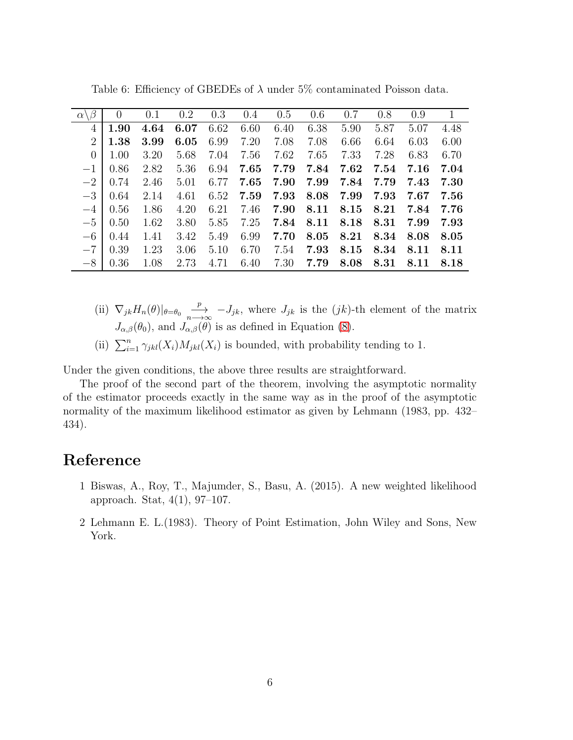Table 6: Efficiency of GBEDEs of $\lambda$ under 5% contaminated Poisson data.

| $\alpha\backslash\beta$ | 0 | 0.1 | 0.2 | 0.3 | 0.4 | 0.5 | 0.6 | 0.7 | 0.8 | 0.9 | 1 |
|---|---|---|---|---|---|---|---|---|---|---|---|
| 4 | **1.90** | **4.64** | **6.07** | 6.62 | 6.60 | 6.40 | 6.38 | 5.90 | 5.87 | 5.07 | 4.48 |
| 2 | **1.38** | **3.99** | **6.05** | 6.99 | 7.20 | 7.08 | 7.08 | 6.66 | 6.64 | 6.03 | 6.00 |
| 0 | 1.00 | 3.20 | 5.68 | 7.04 | 7.56 | 7.62 | 7.65 | 7.33 | 7.28 | 6.83 | 6.70 |
| $-1$ | 0.86 | 2.82 | 5.36 | 6.94 | **7.65** | **7.79** | **7.84** | **7.62** | **7.54** | **7.16** | **7.04** |
| $-2$ | 0.74 | 2.46 | 5.01 | 6.77 | **7.65** | **7.90** | **7.99** | **7.84** | **7.79** | **7.43** | **7.30** |
| $-3$ | 0.64 | 2.14 | 4.61 | 6.52 | **7.59** | **7.93** | **8.08** | **7.99** | **7.93** | **7.67** | **7.56** |
| $-4$ | 0.56 | 1.86 | 4.20 | 6.21 | 7.46 | **7.90** | **8.11** | **8.15** | **8.21** | **7.84** | **7.76** |
| $-5$ | 0.50 | 1.62 | 3.80 | 5.85 | 7.25 | **7.84** | **8.11** | **8.18** | **8.31** | **7.99** | **7.93** |
| $-6$ | 0.44 | 1.41 | 3.42 | 5.49 | 6.99 | **7.70** | **8.05** | **8.21** | **8.34** | **8.08** | **8.05** |
| $-7$ | 0.39 | 1.23 | 3.06 | 5.10 | 6.70 | 7.54 | **7.93** | **8.15** | **8.34** | **8.11** | **8.11** |
| $-8$ | 0.36 | 1.08 | 2.73 | 4.71 | 6.40 | 7.30 | **7.79** | **8.08** | **8.31** | **8.11** | **8.18** |

(ii) $\nabla_{jk} H_n(\theta)|_{\theta=\theta_0} \xrightarrow[n\longrightarrow\infty]{p} -J_{jk}$, where $J_{jk}$ is the $(jk)$-th element of the matrix $J_{\alpha,\beta}(\theta_0)$, and $J_{\alpha,\beta}(\theta)$ is as defined in Equation (8).

(ii) $\sum_{i=1}^{n} \gamma_{jkl}(X_i) M_{jkl}(X_i)$ is bounded, with probability tending to 1.

Under the given conditions, the above three results are straightforward.

The proof of the second part of the theorem, involving the asymptotic normality of the estimator proceeds exactly in the same way as in the proof of the asymptotic normality of the maximum likelihood estimator as given by Lehmann (1983, pp. 432–434).

# Reference

1 Biswas, A., Roy, T., Majumder, S., Basu, A. (2015). A new weighted likelihood approach. Stat, 4(1), 97–107.

2 Lehmann E. L.(1983). Theory of Point Estimation, John Wiley and Sons, New York.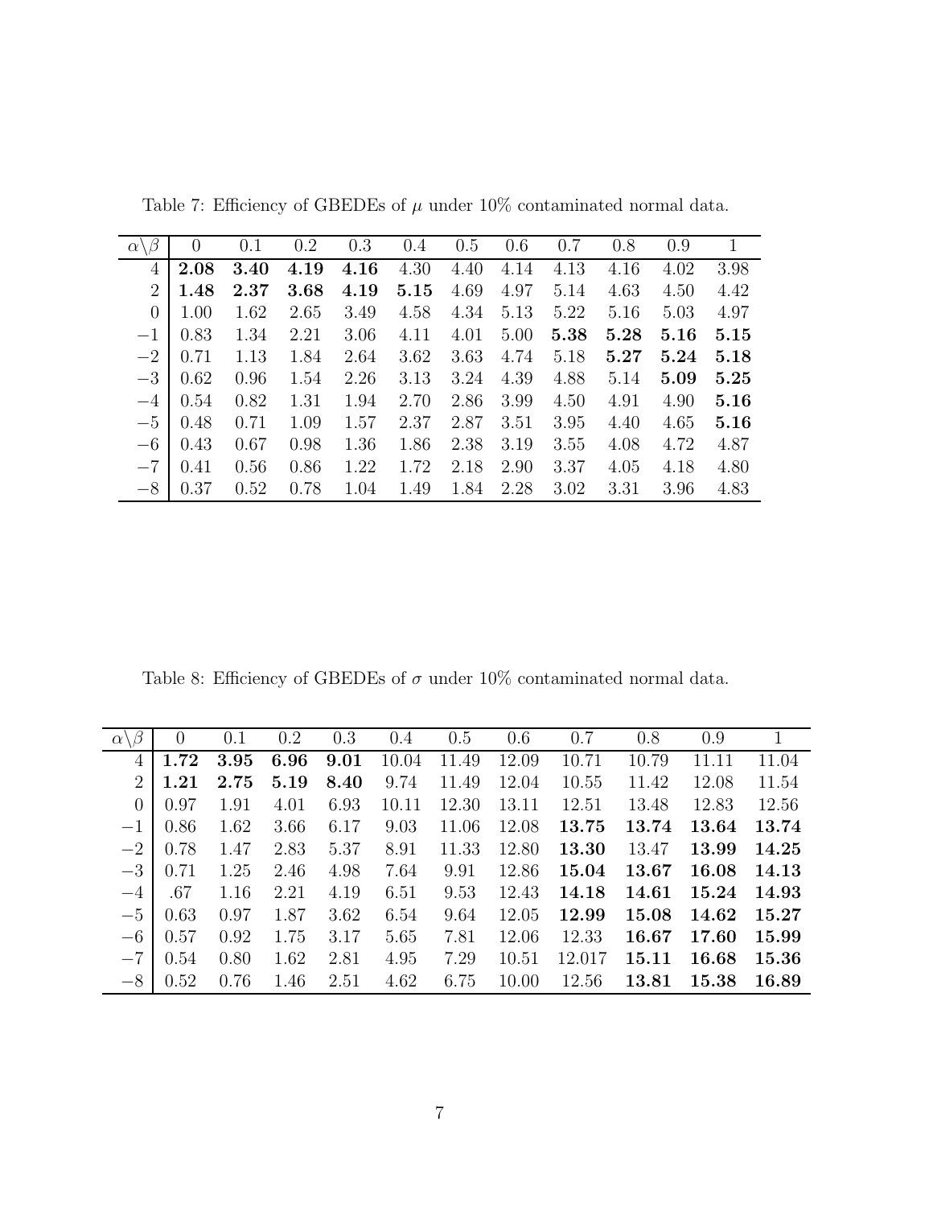Table 7: Efficiency of GBEDEs of $\mu$ under 10% contaminated normal data.

| $\alpha\backslash\beta$ | 0 | 0.1 | 0.2 | 0.3 | 0.4 | 0.5 | 0.6 | 0.7 | 0.8 | 0.9 | 1 |
|---|---|---|---|---|---|---|---|---|---|---|---|
| 4 | **2.08** | **3.40** | **4.19** | **4.16** | 4.30 | 4.40 | 4.14 | 4.13 | 4.16 | 4.02 | 3.98 |
| 2 | **1.48** | **2.37** | **3.68** | **4.19** | **5.15** | 4.69 | 4.97 | 5.14 | 4.63 | 4.50 | 4.42 |
| 0 | 1.00 | 1.62 | 2.65 | 3.49 | 4.58 | 4.34 | 5.13 | 5.22 | 5.16 | 5.03 | 4.97 |
| −1 | 0.83 | 1.34 | 2.21 | 3.06 | 4.11 | 4.01 | 5.00 | **5.38** | **5.28** | **5.16** | **5.15** |
| −2 | 0.71 | 1.13 | 1.84 | 2.64 | 3.62 | 3.63 | 4.74 | 5.18 | **5.27** | **5.24** | **5.18** |
| −3 | 0.62 | 0.96 | 1.54 | 2.26 | 3.13 | 3.24 | 4.39 | 4.88 | 5.14 | **5.09** | **5.25** |
| −4 | 0.54 | 0.82 | 1.31 | 1.94 | 2.70 | 2.86 | 3.99 | 4.50 | 4.91 | 4.90 | **5.16** |
| −5 | 0.48 | 0.71 | 1.09 | 1.57 | 2.37 | 2.87 | 3.51 | 3.95 | 4.40 | 4.65 | **5.16** |
| −6 | 0.43 | 0.67 | 0.98 | 1.36 | 1.86 | 2.38 | 3.19 | 3.55 | 4.08 | 4.72 | 4.87 |
| −7 | 0.41 | 0.56 | 0.86 | 1.22 | 1.72 | 2.18 | 2.90 | 3.37 | 4.05 | 4.18 | 4.80 |
| −8 | 0.37 | 0.52 | 0.78 | 1.04 | 1.49 | 1.84 | 2.28 | 3.02 | 3.31 | 3.96 | 4.83 |

Table 8: Efficiency of GBEDEs of $\sigma$ under 10% contaminated normal data.

| $\alpha\backslash\beta$ | 0 | 0.1 | 0.2 | 0.3 | 0.4 | 0.5 | 0.6 | 0.7 | 0.8 | 0.9 | 1 |
|---|---|---|---|---|---|---|---|---|---|---|---|
| 4 | **1.72** | **3.95** | **6.96** | **9.01** | 10.04 | 11.49 | 12.09 | 10.71 | 10.79 | 11.11 | 11.04 |
| 2 | **1.21** | **2.75** | **5.19** | **8.40** | 9.74 | 11.49 | 12.04 | 10.55 | 11.42 | 12.08 | 11.54 |
| 0 | 0.97 | 1.91 | 4.01 | 6.93 | 10.11 | 12.30 | 13.11 | 12.51 | 13.48 | 12.83 | 12.56 |
| −1 | 0.86 | 1.62 | 3.66 | 6.17 | 9.03 | 11.06 | 12.08 | **13.75** | **13.74** | **13.64** | **13.74** |
| −2 | 0.78 | 1.47 | 2.83 | 5.37 | 8.91 | 11.33 | 12.80 | **13.30** | 13.47 | **13.99** | **14.25** |
| −3 | 0.71 | 1.25 | 2.46 | 4.98 | 7.64 | 9.91 | 12.86 | **15.04** | **13.67** | **16.08** | **14.13** |
| −4 | .67 | 1.16 | 2.21 | 4.19 | 6.51 | 9.53 | 12.43 | **14.18** | **14.61** | **15.24** | **14.93** |
| −5 | 0.63 | 0.97 | 1.87 | 3.62 | 6.54 | 9.64 | 12.05 | **12.99** | **15.08** | **14.62** | **15.27** |
| −6 | 0.57 | 0.92 | 1.75 | 3.17 | 5.65 | 7.81 | 12.06 | 12.33 | **16.67** | **17.60** | **15.99** |
| −7 | 0.54 | 0.80 | 1.62 | 2.81 | 4.95 | 7.29 | 10.51 | 12.017 | **15.11** | **16.68** | **15.36** |
| −8 | 0.52 | 0.76 | 1.46 | 2.51 | 4.62 | 6.75 | 10.00 | 12.56 | **13.81** | **15.38** | **16.89** |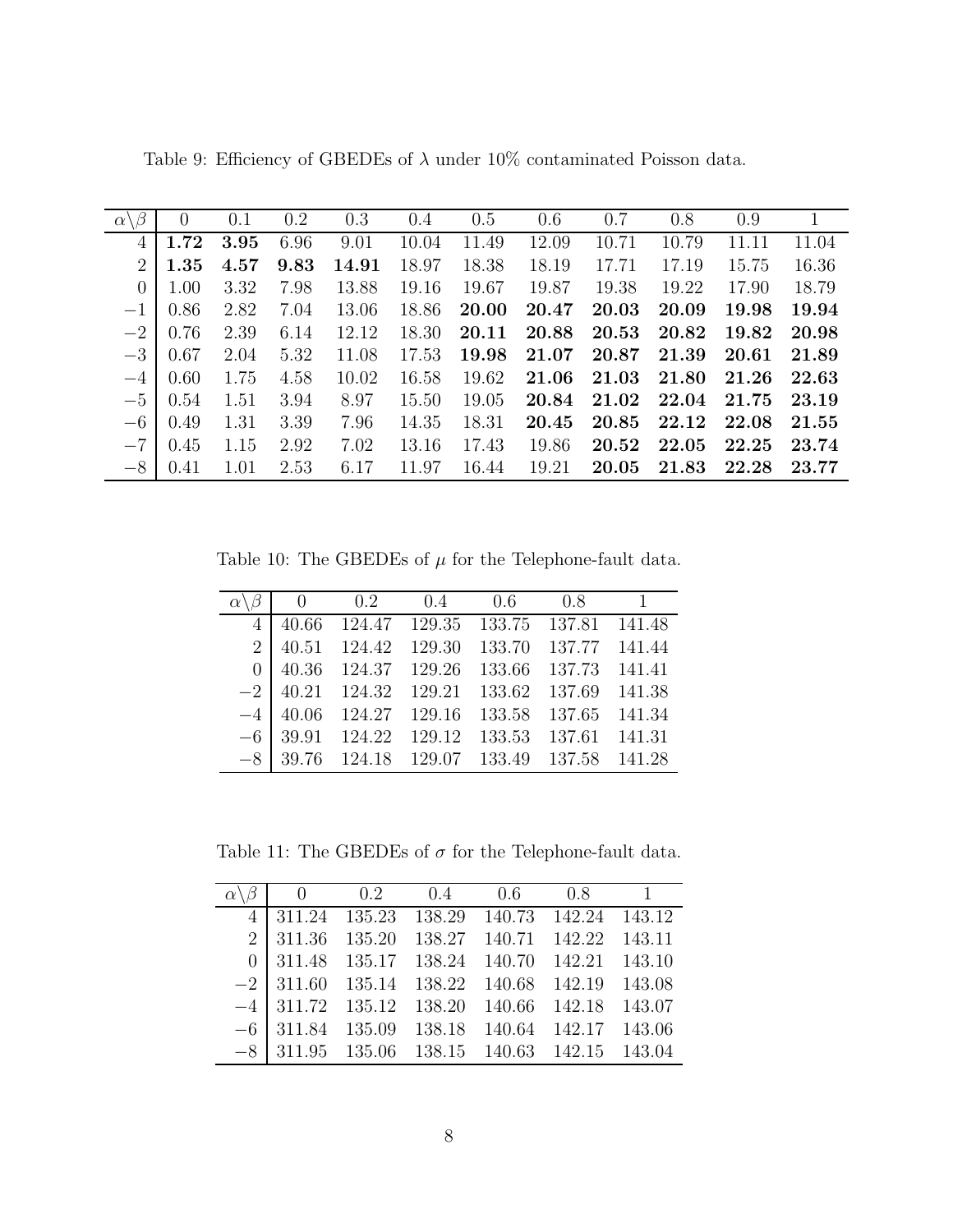Table 9: Efficiency of GBEDEs of $\lambda$ under 10% contaminated Poisson data.

| $\alpha \backslash \beta$ | 0 | 0.1 | 0.2 | 0.3 | 0.4 | 0.5 | 0.6 | 0.7 | 0.8 | 0.9 | 1 |
|---|---|---|---|---|---|---|---|---|---|---|---|
| 4 | **1.72** | **3.95** | 6.96 | 9.01 | 10.04 | 11.49 | 12.09 | 10.71 | 10.79 | 11.11 | 11.04 |
| 2 | **1.35** | **4.57** | **9.83** | **14.91** | 18.97 | 18.38 | 18.19 | 17.71 | 17.19 | 15.75 | 16.36 |
| 0 | 1.00 | 3.32 | 7.98 | 13.88 | 19.16 | 19.67 | 19.87 | 19.38 | 19.22 | 17.90 | 18.79 |
| $-1$ | 0.86 | 2.82 | 7.04 | 13.06 | 18.86 | **20.00** | **20.47** | **20.03** | **20.09** | **19.98** | **19.94** |
| $-2$ | 0.76 | 2.39 | 6.14 | 12.12 | 18.30 | **20.11** | **20.88** | **20.53** | **20.82** | **19.82** | **20.98** |
| $-3$ | 0.67 | 2.04 | 5.32 | 11.08 | 17.53 | **19.98** | **21.07** | **20.87** | **21.39** | **20.61** | **21.89** |
| $-4$ | 0.60 | 1.75 | 4.58 | 10.02 | 16.58 | 19.62 | **21.06** | **21.03** | **21.80** | **21.26** | **22.63** |
| $-5$ | 0.54 | 1.51 | 3.94 | 8.97 | 15.50 | 19.05 | **20.84** | **21.02** | **22.04** | **21.75** | **23.19** |
| $-6$ | 0.49 | 1.31 | 3.39 | 7.96 | 14.35 | 18.31 | **20.45** | **20.85** | **22.12** | **22.08** | **21.55** |
| $-7$ | 0.45 | 1.15 | 2.92 | 7.02 | 13.16 | 17.43 | 19.86 | **20.52** | **22.05** | **22.25** | **23.74** |
| $-8$ | 0.41 | 1.01 | 2.53 | 6.17 | 11.97 | 16.44 | 19.21 | **20.05** | **21.83** | **22.28** | **23.77** |

Table 10: The GBEDEs of $\mu$ for the Telephone-fault data.

| $\alpha \backslash \beta$ | 0 | 0.2 | 0.4 | 0.6 | 0.8 | 1 |
|---|---|---|---|---|---|---|
| 4 | 40.66 | 124.47 | 129.35 | 133.75 | 137.81 | 141.48 |
| 2 | 40.51 | 124.42 | 129.30 | 133.70 | 137.77 | 141.44 |
| 0 | 40.36 | 124.37 | 129.26 | 133.66 | 137.73 | 141.41 |
| $-2$ | 40.21 | 124.32 | 129.21 | 133.62 | 137.69 | 141.38 |
| $-4$ | 40.06 | 124.27 | 129.16 | 133.58 | 137.65 | 141.34 |
| $-6$ | 39.91 | 124.22 | 129.12 | 133.53 | 137.61 | 141.31 |
| $-8$ | 39.76 | 124.18 | 129.07 | 133.49 | 137.58 | 141.28 |

Table 11: The GBEDEs of $\sigma$ for the Telephone-fault data.

| $\alpha \backslash \beta$ | 0 | 0.2 | 0.4 | 0.6 | 0.8 | 1 |
|---|---|---|---|---|---|---|
| 4 | 311.24 | 135.23 | 138.29 | 140.73 | 142.24 | 143.12 |
| 2 | 311.36 | 135.20 | 138.27 | 140.71 | 142.22 | 143.11 |
| 0 | 311.48 | 135.17 | 138.24 | 140.70 | 142.21 | 143.10 |
| $-2$ | 311.60 | 135.14 | 138.22 | 140.68 | 142.19 | 143.08 |
| $-4$ | 311.72 | 135.12 | 138.20 | 140.66 | 142.18 | 143.07 |
| $-6$ | 311.84 | 135.09 | 138.18 | 140.64 | 142.17 | 143.06 |
| $-8$ | 311.95 | 135.06 | 138.15 | 140.63 | 142.15 | 143.04 |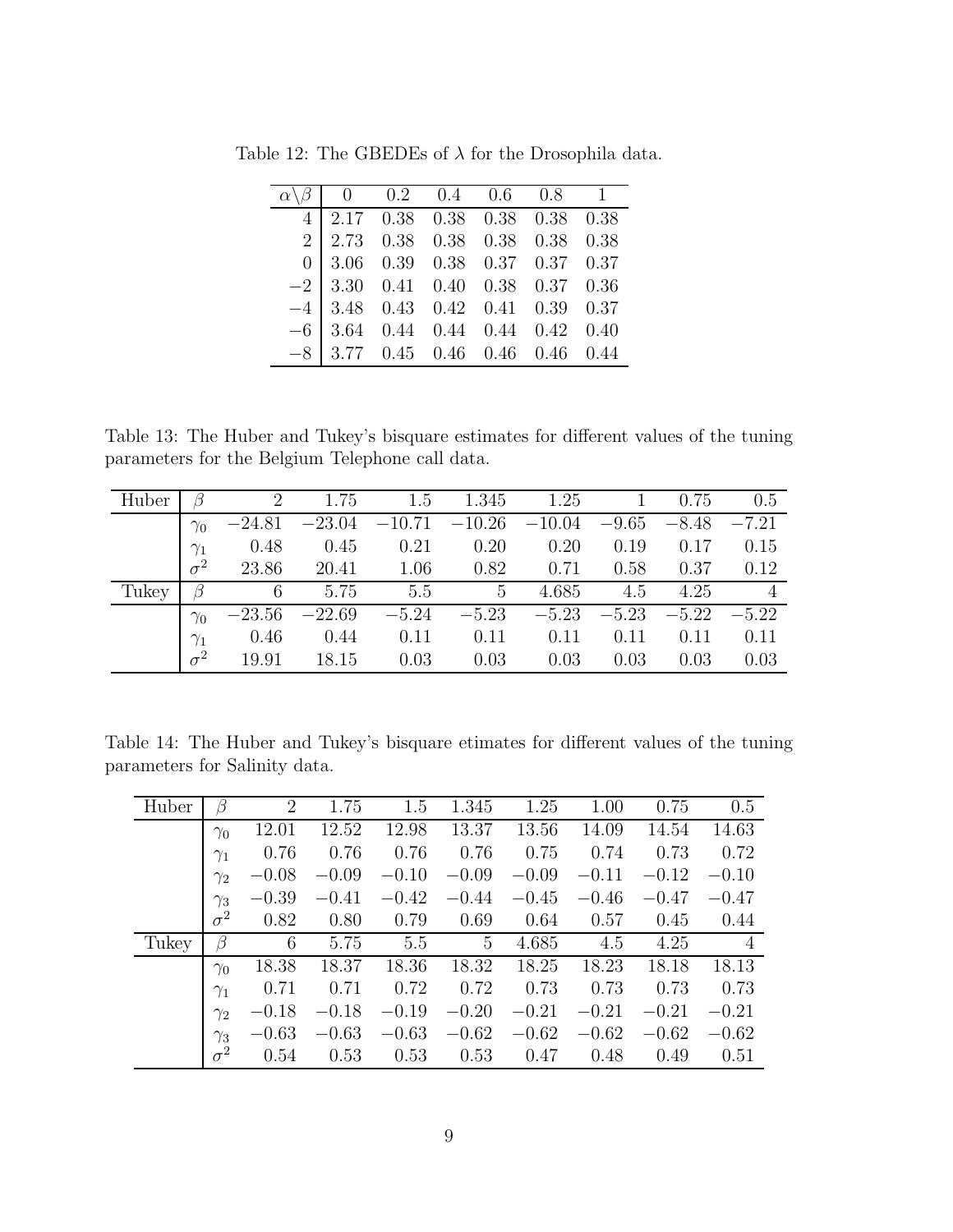Table 12: The GBEDEs of $\lambda$ for the Drosophila data.

| $\alpha \backslash \beta$ | 0 | 0.2 | 0.4 | 0.6 | 0.8 | 1 |
|---|---|---|---|---|---|---|
| 4 | 2.17 | 0.38 | 0.38 | 0.38 | 0.38 | 0.38 |
| 2 | 2.73 | 0.38 | 0.38 | 0.38 | 0.38 | 0.38 |
| 0 | 3.06 | 0.39 | 0.38 | 0.37 | 0.37 | 0.37 |
| $-2$ | 3.30 | 0.41 | 0.40 | 0.38 | 0.37 | 0.36 |
| $-4$ | 3.48 | 0.43 | 0.42 | 0.41 | 0.39 | 0.37 |
| $-6$ | 3.64 | 0.44 | 0.44 | 0.44 | 0.42 | 0.40 |
| $-8$ | 3.77 | 0.45 | 0.46 | 0.46 | 0.46 | 0.44 |

Table 13: The Huber and Tukey's bisquare estimates for different values of the tuning parameters for the Belgium Telephone call data.

| Huber | $\beta$ | 2 | 1.75 | 1.5 | 1.345 | 1.25 | 1 | 0.75 | 0.5 |
|---|---|---|---|---|---|---|---|---|---|
| | $\gamma_0$ | $-24.81$ | $-23.04$ | $-10.71$ | $-10.26$ | $-10.04$ | $-9.65$ | $-8.48$ | $-7.21$ |
| | $\gamma_1$ | 0.48 | 0.45 | 0.21 | 0.20 | 0.20 | 0.19 | 0.17 | 0.15 |
| | $\sigma^2$ | 23.86 | 20.41 | 1.06 | 0.82 | 0.71 | 0.58 | 0.37 | 0.12 |
| Tukey | $\beta$ | 6 | 5.75 | 5.5 | 5 | 4.685 | 4.5 | 4.25 | 4 |
| | $\gamma_0$ | $-23.56$ | $-22.69$ | $-5.24$ | $-5.23$ | $-5.23$ | $-5.23$ | $-5.22$ | $-5.22$ |
| | $\gamma_1$ | 0.46 | 0.44 | 0.11 | 0.11 | 0.11 | 0.11 | 0.11 | 0.11 |
| | $\sigma^2$ | 19.91 | 18.15 | 0.03 | 0.03 | 0.03 | 0.03 | 0.03 | 0.03 |

Table 14: The Huber and Tukey's bisquare etimates for different values of the tuning parameters for Salinity data.

| Huber | $\beta$ | 2 | 1.75 | 1.5 | 1.345 | 1.25 | 1.00 | 0.75 | 0.5 |
|---|---|---|---|---|---|---|---|---|---|
| | $\gamma_0$ | 12.01 | 12.52 | 12.98 | 13.37 | 13.56 | 14.09 | 14.54 | 14.63 |
| | $\gamma_1$ | 0.76 | 0.76 | 0.76 | 0.76 | 0.75 | 0.74 | 0.73 | 0.72 |
| | $\gamma_2$ | $-0.08$ | $-0.09$ | $-0.10$ | $-0.09$ | $-0.09$ | $-0.11$ | $-0.12$ | $-0.10$ |
| | $\gamma_3$ | $-0.39$ | $-0.41$ | $-0.42$ | $-0.44$ | $-0.45$ | $-0.46$ | $-0.47$ | $-0.47$ |
| | $\sigma^2$ | 0.82 | 0.80 | 0.79 | 0.69 | 0.64 | 0.57 | 0.45 | 0.44 |
| Tukey | $\beta$ | 6 | 5.75 | 5.5 | 5 | 4.685 | 4.5 | 4.25 | 4 |
| | $\gamma_0$ | 18.38 | 18.37 | 18.36 | 18.32 | 18.25 | 18.23 | 18.18 | 18.13 |
| | $\gamma_1$ | 0.71 | 0.71 | 0.72 | 0.72 | 0.73 | 0.73 | 0.73 | 0.73 |
| | $\gamma_2$ | $-0.18$ | $-0.18$ | $-0.19$ | $-0.20$ | $-0.21$ | $-0.21$ | $-0.21$ | $-0.21$ |
| | $\gamma_3$ | $-0.63$ | $-0.63$ | $-0.63$ | $-0.62$ | $-0.62$ | $-0.62$ | $-0.62$ | $-0.62$ |
| | $\sigma^2$ | 0.54 | 0.53 | 0.53 | 0.53 | 0.47 | 0.48 | 0.49 | 0.51 |